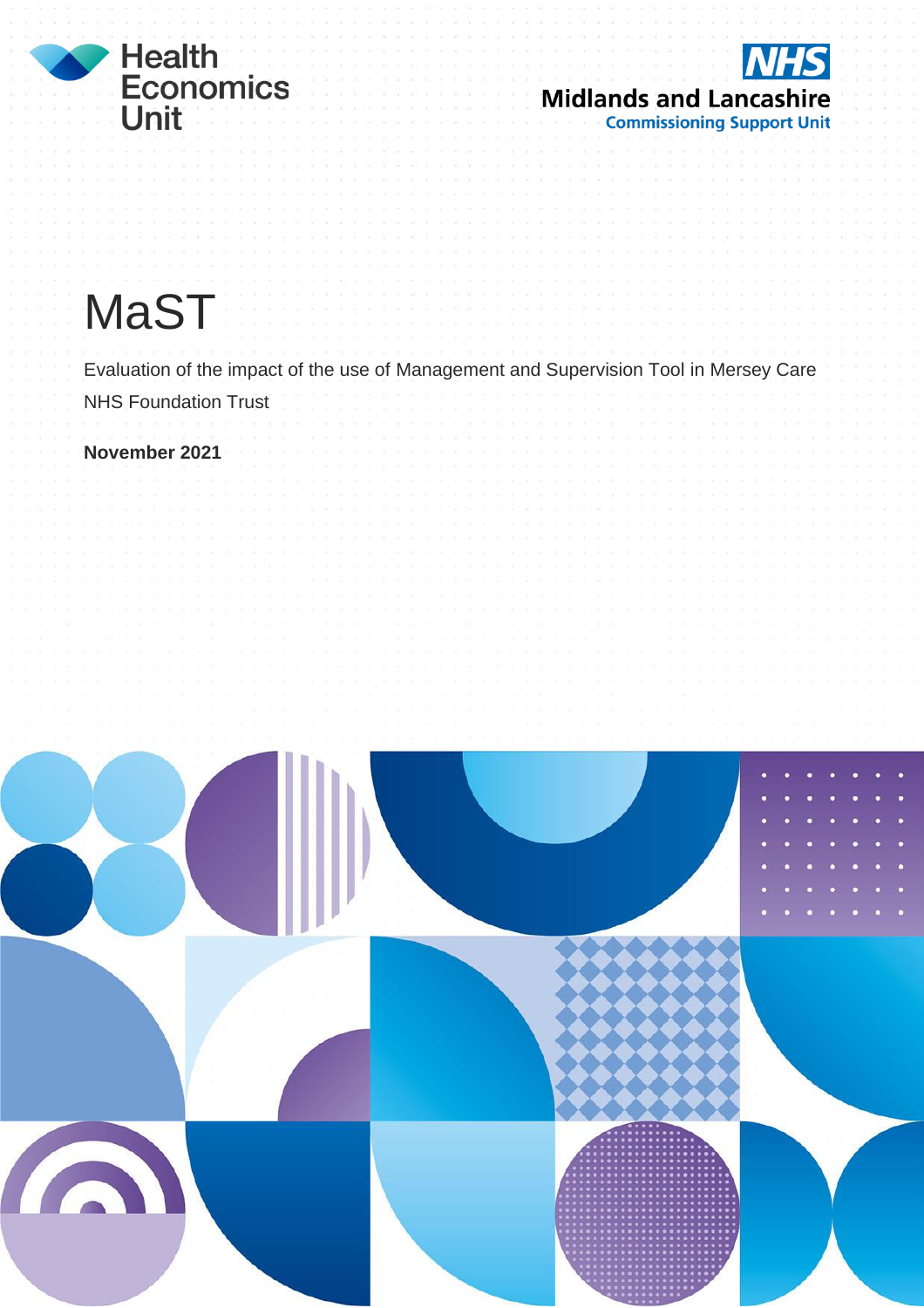Health Economics Unit

NHS Midlands and Lancashire Commissioning Support Unit

# MaST

Evaluation of the impact of the use of Management and Supervision Tool in Mersey Care NHS Foundation Trust

**November 2021**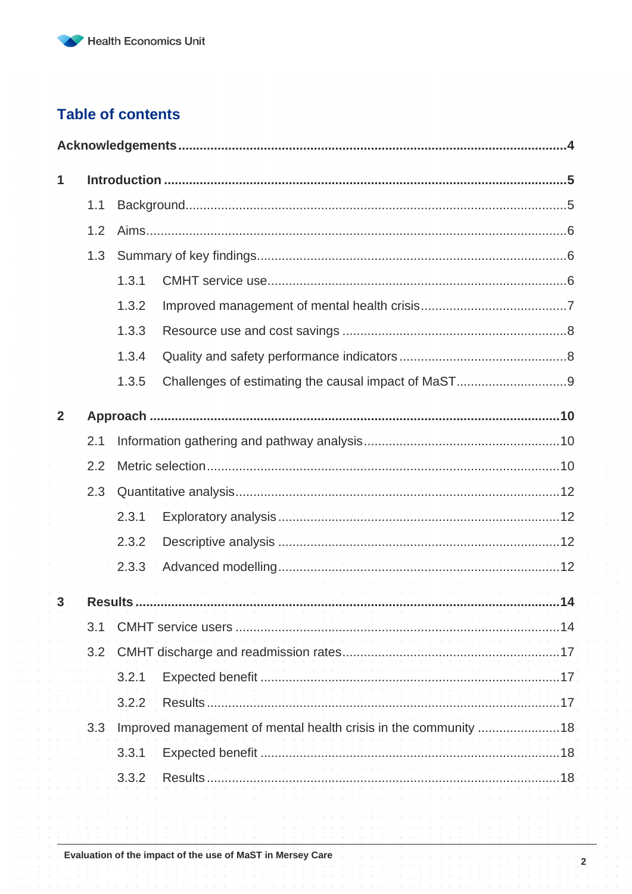## Table of contents

**Acknowledgements ........................................................................................................4**

**1 Introduction ................................................................................................................5**

1.1 Background.........................................................................................................5

1.2 Aims.....................................................................................................................6

1.3 Summary of key findings....................................................................................6

1.3.1 CMHT service use..............................................................................6

1.3.2 Improved management of mental health crisis..................................7

1.3.3 Resource use and cost savings .........................................................8

1.3.4 Quality and safety performance indicators .........................................8

1.3.5 Challenges of estimating the causal impact of MaST.........................9

**2 Approach ...................................................................................................................10**

2.1 Information gathering and pathway analysis.....................................................10

2.2 Metric selection.................................................................................................10

2.3 Quantitative analysis.........................................................................................12

2.3.1 Exploratory analysis .........................................................................12

2.3.2 Descriptive analysis .........................................................................12

2.3.3 Advanced modelling.........................................................................12

**3 Results .......................................................................................................................14**

3.1 CMHT service users ..........................................................................................14

3.2 CMHT discharge and readmission rates............................................................17

3.2.1 Expected benefit ..............................................................................17

3.2.2 Results..............................................................................................17

3.3 Improved management of mental health crisis in the community .......................18

3.3.1 Expected benefit ..............................................................................18

3.3.2 Results..............................................................................................18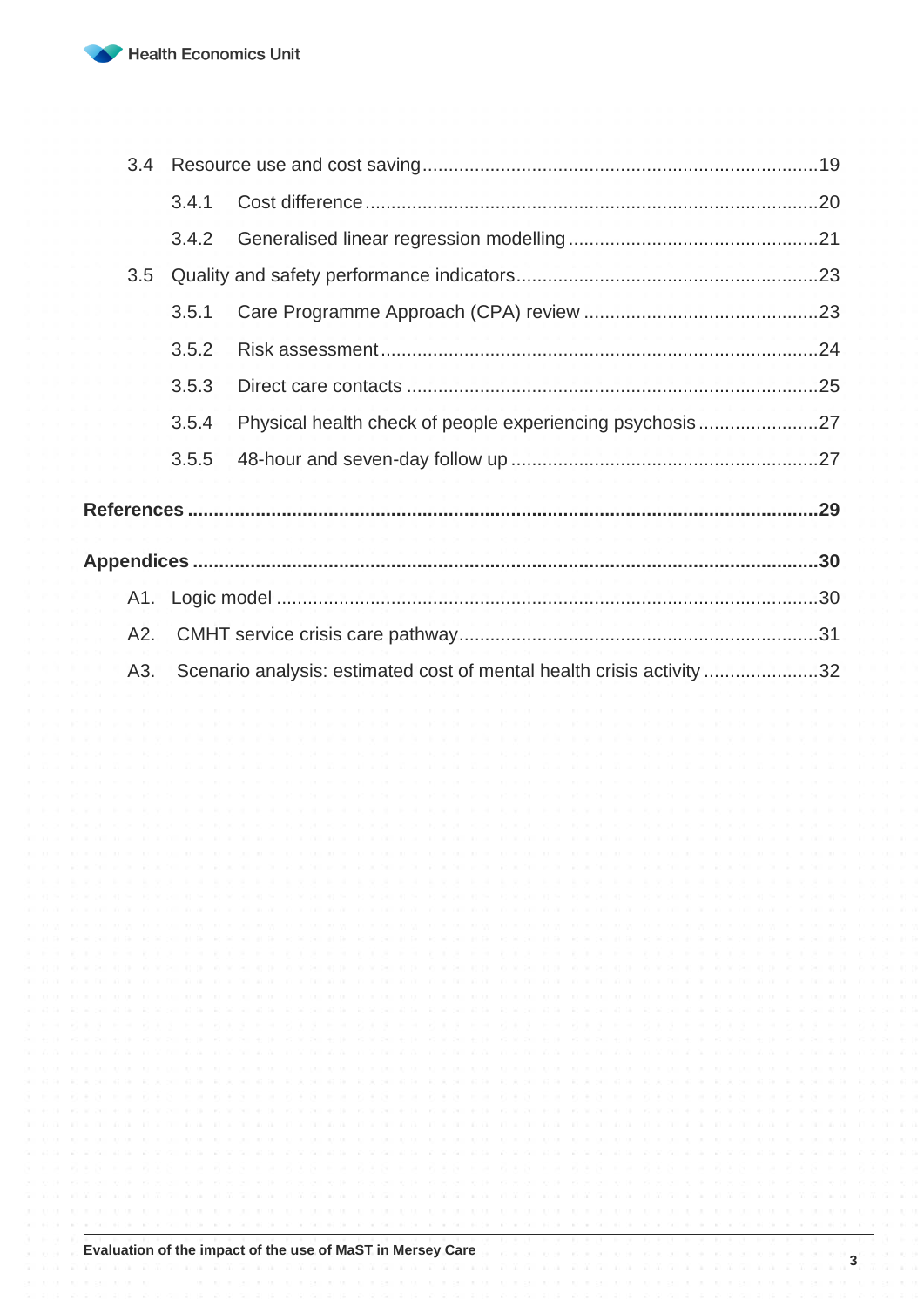- 3.4 Resource use and cost saving ........ 19
  - 3.4.1 Cost difference ........ 20
  - 3.4.2 Generalised linear regression modelling ........ 21
- 3.5 Quality and safety performance indicators ........ 23
  - 3.5.1 Care Programme Approach (CPA) review ........ 23
  - 3.5.2 Risk assessment ........ 24
  - 3.5.3 Direct care contacts ........ 25
  - 3.5.4 Physical health check of people experiencing psychosis ........ 27
  - 3.5.5 48-hour and seven-day follow up ........ 27

**References ........ 29**

**Appendices ........ 30**

- A1. Logic model ........ 30
- A2. CMHT service crisis care pathway ........ 31
- A3. Scenario analysis: estimated cost of mental health crisis activity ........ 32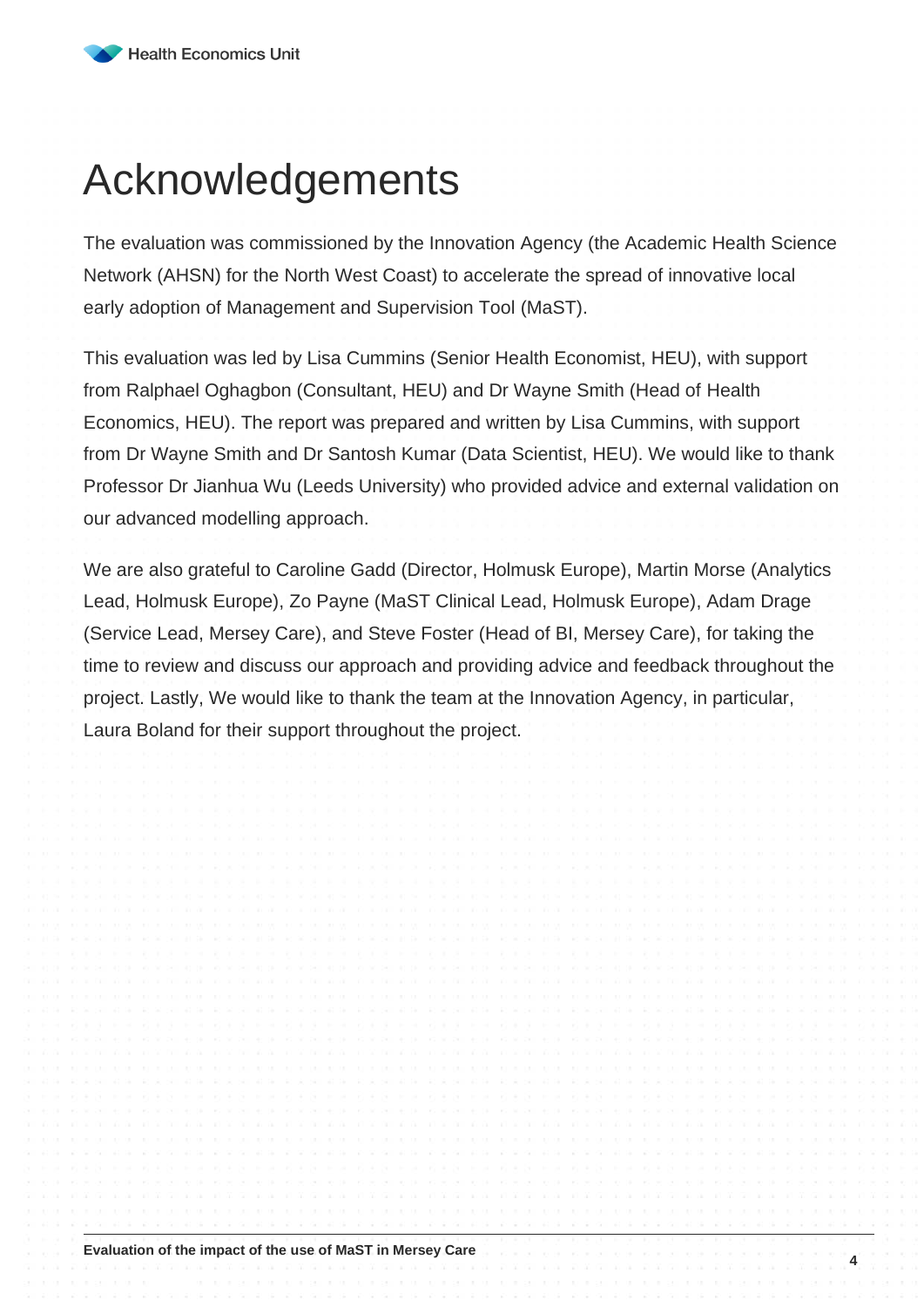# Acknowledgements

The evaluation was commissioned by the Innovation Agency (the Academic Health Science Network (AHSN) for the North West Coast) to accelerate the spread of innovative local early adoption of Management and Supervision Tool (MaST).

This evaluation was led by Lisa Cummins (Senior Health Economist, HEU), with support from Ralphael Oghagbon (Consultant, HEU) and Dr Wayne Smith (Head of Health Economics, HEU). The report was prepared and written by Lisa Cummins, with support from Dr Wayne Smith and Dr Santosh Kumar (Data Scientist, HEU). We would like to thank Professor Dr Jianhua Wu (Leeds University) who provided advice and external validation on our advanced modelling approach.

We are also grateful to Caroline Gadd (Director, Holmusk Europe), Martin Morse (Analytics Lead, Holmusk Europe), Zo Payne (MaST Clinical Lead, Holmusk Europe), Adam Drage (Service Lead, Mersey Care), and Steve Foster (Head of BI, Mersey Care), for taking the time to review and discuss our approach and providing advice and feedback throughout the project. Lastly, We would like to thank the team at the Innovation Agency, in particular, Laura Boland for their support throughout the project.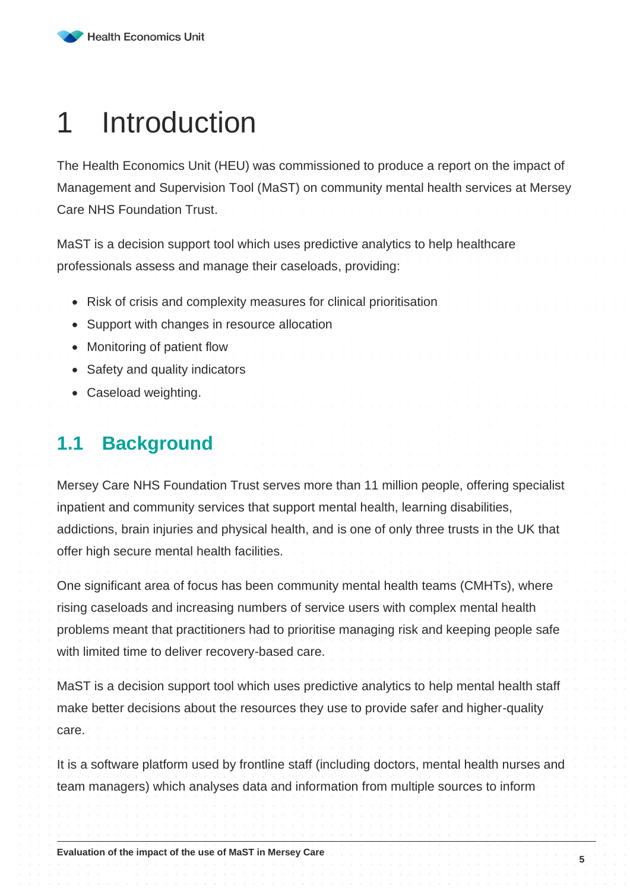# 1 Introduction

The Health Economics Unit (HEU) was commissioned to produce a report on the impact of Management and Supervision Tool (MaST) on community mental health services at Mersey Care NHS Foundation Trust.

MaST is a decision support tool which uses predictive analytics to help healthcare professionals assess and manage their caseloads, providing:

- Risk of crisis and complexity measures for clinical prioritisation
- Support with changes in resource allocation
- Monitoring of patient flow
- Safety and quality indicators
- Caseload weighting.

## 1.1 Background

Mersey Care NHS Foundation Trust serves more than 11 million people, offering specialist inpatient and community services that support mental health, learning disabilities, addictions, brain injuries and physical health, and is one of only three trusts in the UK that offer high secure mental health facilities.

One significant area of focus has been community mental health teams (CMHTs), where rising caseloads and increasing numbers of service users with complex mental health problems meant that practitioners had to prioritise managing risk and keeping people safe with limited time to deliver recovery-based care.

MaST is a decision support tool which uses predictive analytics to help mental health staff make better decisions about the resources they use to provide safer and higher-quality care.

It is a software platform used by frontline staff (including doctors, mental health nurses and team managers) which analyses data and information from multiple sources to inform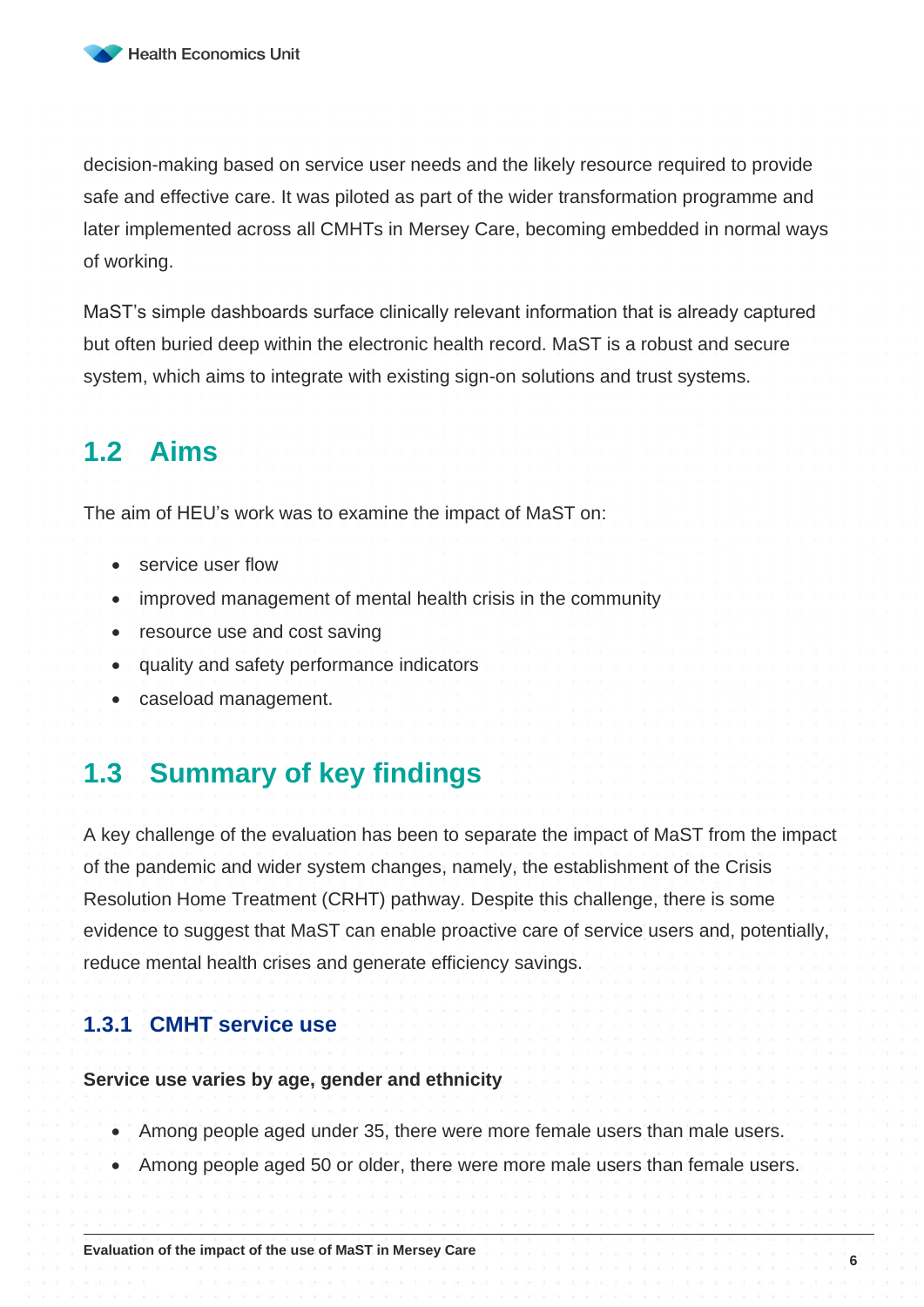decision-making based on service user needs and the likely resource required to provide safe and effective care. It was piloted as part of the wider transformation programme and later implemented across all CMHTs in Mersey Care, becoming embedded in normal ways of working.

MaST's simple dashboards surface clinically relevant information that is already captured but often buried deep within the electronic health record. MaST is a robust and secure system, which aims to integrate with existing sign-on solutions and trust systems.

## 1.2 Aims

The aim of HEU's work was to examine the impact of MaST on:

- service user flow
- improved management of mental health crisis in the community
- resource use and cost saving
- quality and safety performance indicators
- caseload management.

## 1.3 Summary of key findings

A key challenge of the evaluation has been to separate the impact of MaST from the impact of the pandemic and wider system changes, namely, the establishment of the Crisis Resolution Home Treatment (CRHT) pathway. Despite this challenge, there is some evidence to suggest that MaST can enable proactive care of service users and, potentially, reduce mental health crises and generate efficiency savings.

### 1.3.1 CMHT service use

**Service use varies by age, gender and ethnicity**

- Among people aged under 35, there were more female users than male users.
- Among people aged 50 or older, there were more male users than female users.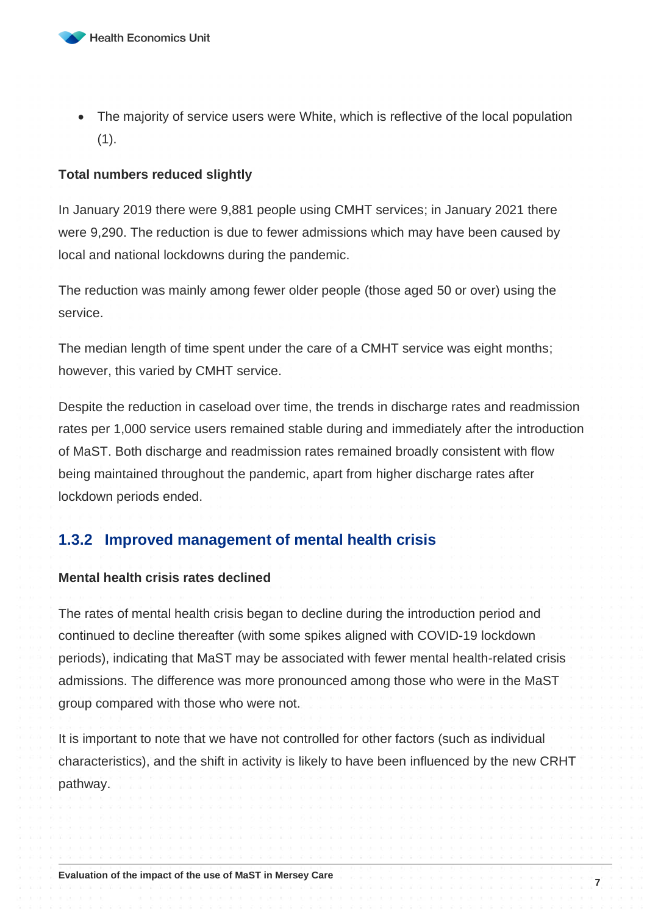- The majority of service users were White, which is reflective of the local population (1).

**Total numbers reduced slightly**

In January 2019 there were 9,881 people using CMHT services; in January 2021 there were 9,290. The reduction is due to fewer admissions which may have been caused by local and national lockdowns during the pandemic.

The reduction was mainly among fewer older people (those aged 50 or over) using the service.

The median length of time spent under the care of a CMHT service was eight months; however, this varied by CMHT service.

Despite the reduction in caseload over time, the trends in discharge rates and readmission rates per 1,000 service users remained stable during and immediately after the introduction of MaST. Both discharge and readmission rates remained broadly consistent with flow being maintained throughout the pandemic, apart from higher discharge rates after lockdown periods ended.

### 1.3.2 Improved management of mental health crisis

**Mental health crisis rates declined**

The rates of mental health crisis began to decline during the introduction period and continued to decline thereafter (with some spikes aligned with COVID-19 lockdown periods), indicating that MaST may be associated with fewer mental health-related crisis admissions. The difference was more pronounced among those who were in the MaST group compared with those who were not.

It is important to note that we have not controlled for other factors (such as individual characteristics), and the shift in activity is likely to have been influenced by the new CRHT pathway.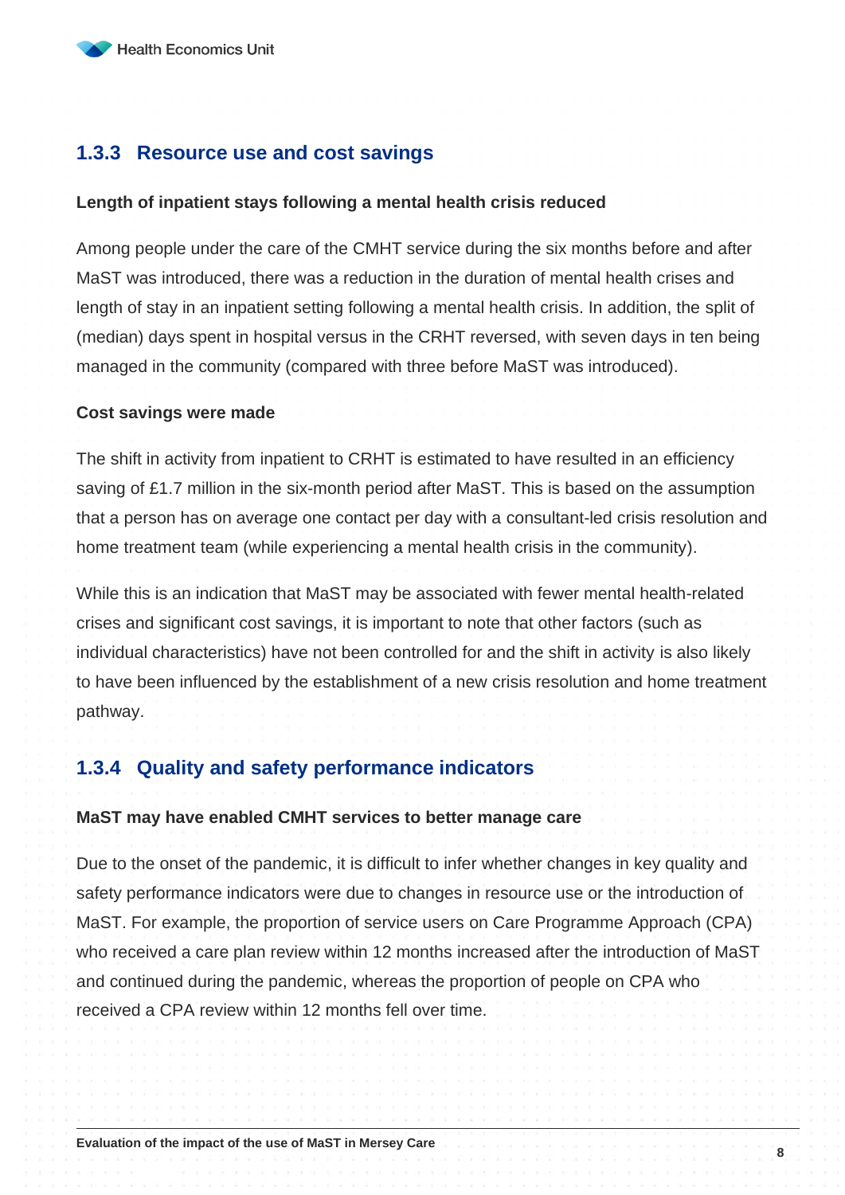### 1.3.3 Resource use and cost savings

**Length of inpatient stays following a mental health crisis reduced**

Among people under the care of the CMHT service during the six months before and after MaST was introduced, there was a reduction in the duration of mental health crises and length of stay in an inpatient setting following a mental health crisis. In addition, the split of (median) days spent in hospital versus in the CRHT reversed, with seven days in ten being managed in the community (compared with three before MaST was introduced).

**Cost savings were made**

The shift in activity from inpatient to CRHT is estimated to have resulted in an efficiency saving of £1.7 million in the six-month period after MaST. This is based on the assumption that a person has on average one contact per day with a consultant-led crisis resolution and home treatment team (while experiencing a mental health crisis in the community).

While this is an indication that MaST may be associated with fewer mental health-related crises and significant cost savings, it is important to note that other factors (such as individual characteristics) have not been controlled for and the shift in activity is also likely to have been influenced by the establishment of a new crisis resolution and home treatment pathway.

### 1.3.4 Quality and safety performance indicators

**MaST may have enabled CMHT services to better manage care**

Due to the onset of the pandemic, it is difficult to infer whether changes in key quality and safety performance indicators were due to changes in resource use or the introduction of MaST. For example, the proportion of service users on Care Programme Approach (CPA) who received a care plan review within 12 months increased after the introduction of MaST and continued during the pandemic, whereas the proportion of people on CPA who received a CPA review within 12 months fell over time.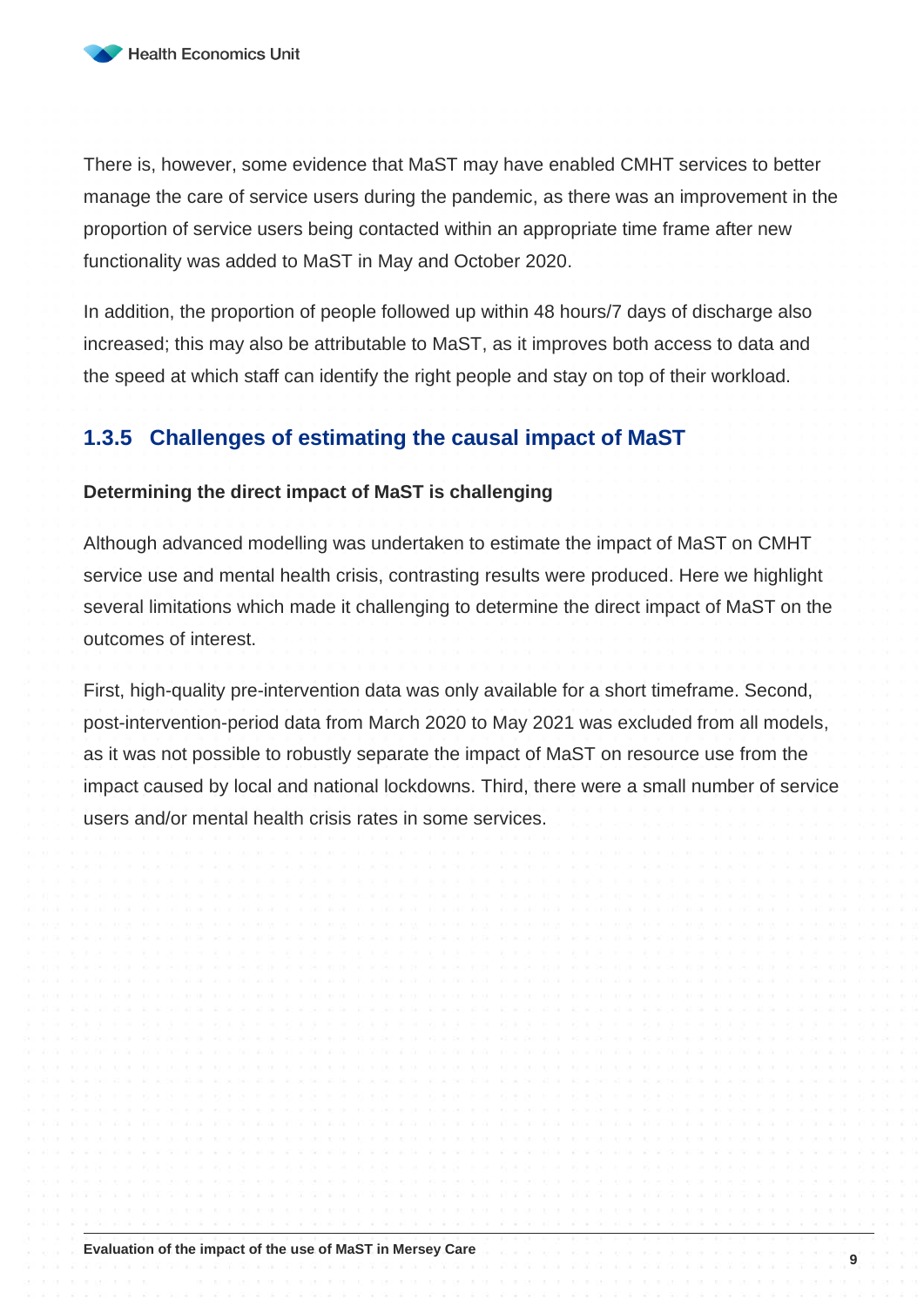There is, however, some evidence that MaST may have enabled CMHT services to better manage the care of service users during the pandemic, as there was an improvement in the proportion of service users being contacted within an appropriate time frame after new functionality was added to MaST in May and October 2020.

In addition, the proportion of people followed up within 48 hours/7 days of discharge also increased; this may also be attributable to MaST, as it improves both access to data and the speed at which staff can identify the right people and stay on top of their workload.

### 1.3.5 Challenges of estimating the causal impact of MaST

**Determining the direct impact of MaST is challenging**

Although advanced modelling was undertaken to estimate the impact of MaST on CMHT service use and mental health crisis, contrasting results were produced. Here we highlight several limitations which made it challenging to determine the direct impact of MaST on the outcomes of interest.

First, high-quality pre-intervention data was only available for a short timeframe. Second, post-intervention-period data from March 2020 to May 2021 was excluded from all models, as it was not possible to robustly separate the impact of MaST on resource use from the impact caused by local and national lockdowns. Third, there were a small number of service users and/or mental health crisis rates in some services.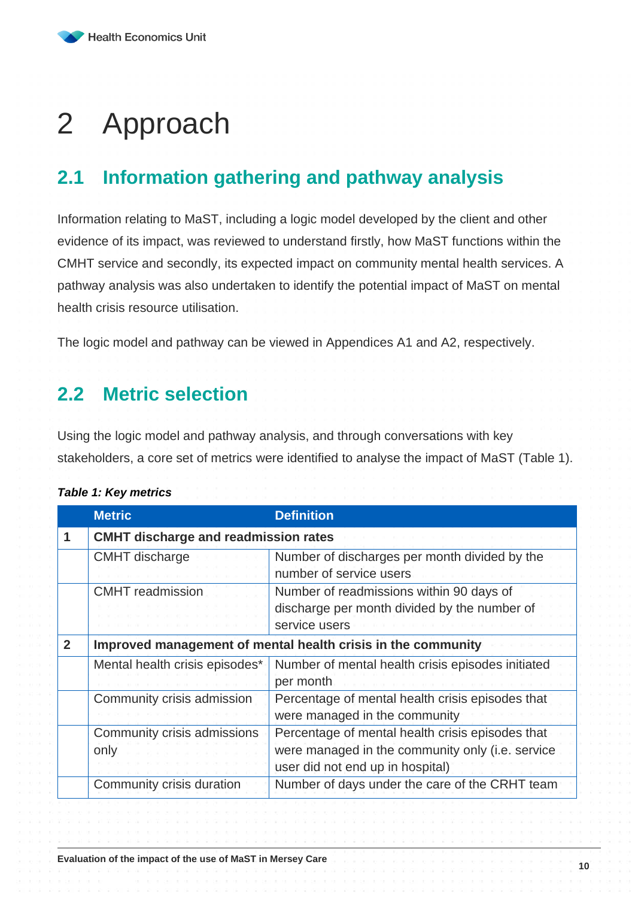# 2 Approach

## 2.1 Information gathering and pathway analysis

Information relating to MaST, including a logic model developed by the client and other evidence of its impact, was reviewed to understand firstly, how MaST functions within the CMHT service and secondly, its expected impact on community mental health services. A pathway analysis was also undertaken to identify the potential impact of MaST on mental health crisis resource utilisation.

The logic model and pathway can be viewed in Appendices A1 and A2, respectively.

## 2.2 Metric selection

Using the logic model and pathway analysis, and through conversations with key stakeholders, a core set of metrics were identified to analyse the impact of MaST (Table 1).

***Table 1: Key metrics***

| | Metric | Definition |
|---|---|---|
| **1** | **CMHT discharge and readmission rates** | |
| | CMHT discharge | Number of discharges per month divided by the number of service users |
| | CMHT readmission | Number of readmissions within 90 days of discharge per month divided by the number of service users |
| **2** | **Improved management of mental health crisis in the community** | |
| | Mental health crisis episodes* | Number of mental health crisis episodes initiated per month |
| | Community crisis admission | Percentage of mental health crisis episodes that were managed in the community |
| | Community crisis admissions only | Percentage of mental health crisis episodes that were managed in the community only (i.e. service user did not end up in hospital) |
| | Community crisis duration | Number of days under the care of the CRHT team |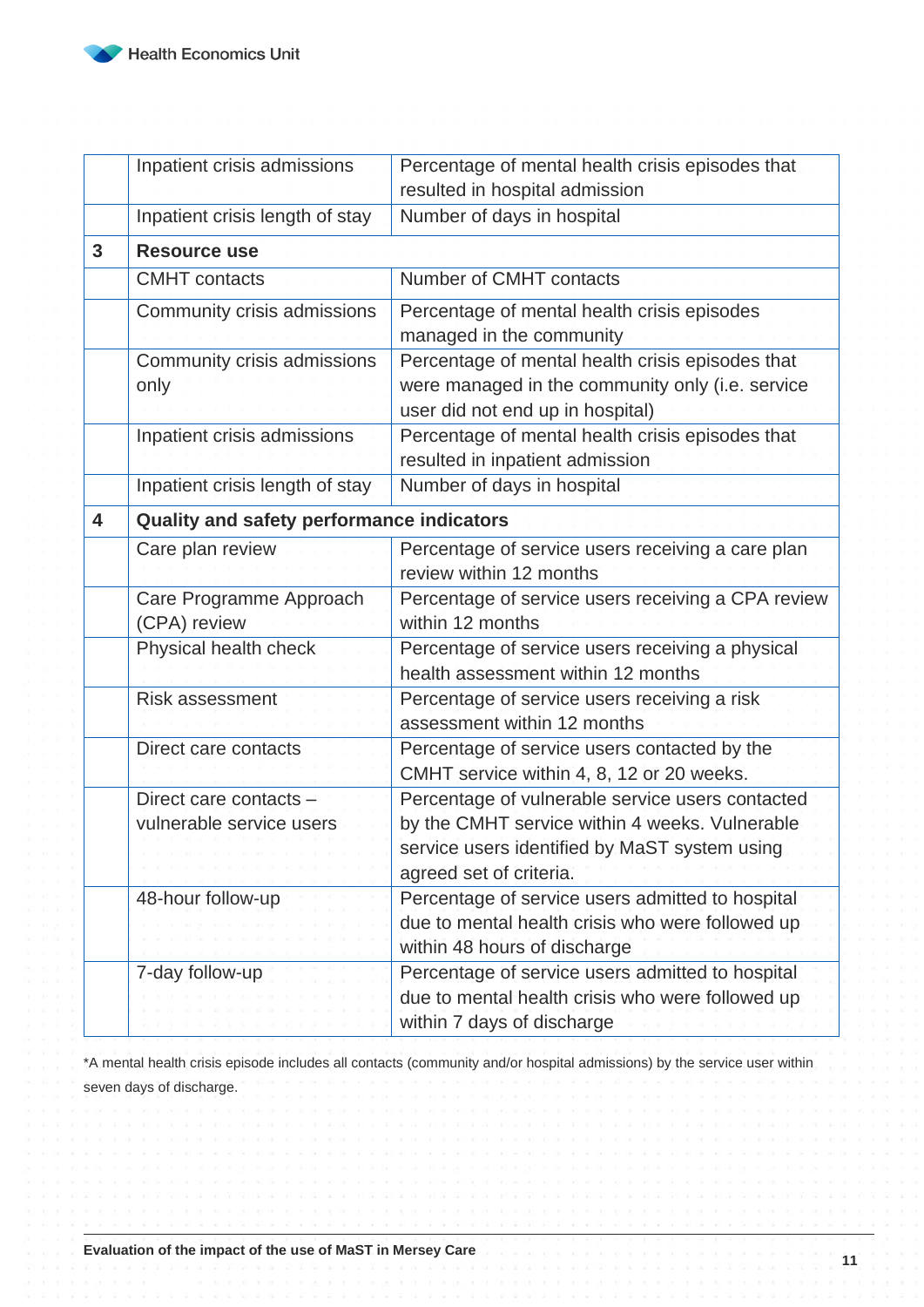| | | |
|---|---|---|
| | Inpatient crisis admissions | Percentage of mental health crisis episodes that resulted in hospital admission |
| | Inpatient crisis length of stay | Number of days in hospital |
| **3** | **Resource use** | |
| | CMHT contacts | Number of CMHT contacts |
| | Community crisis admissions | Percentage of mental health crisis episodes managed in the community |
| | Community crisis admissions only | Percentage of mental health crisis episodes that were managed in the community only (i.e. service user did not end up in hospital) |
| | Inpatient crisis admissions | Percentage of mental health crisis episodes that resulted in inpatient admission |
| | Inpatient crisis length of stay | Number of days in hospital |
| **4** | **Quality and safety performance indicators** | |
| | Care plan review | Percentage of service users receiving a care plan review within 12 months |
| | Care Programme Approach (CPA) review | Percentage of service users receiving a CPA review within 12 months |
| | Physical health check | Percentage of service users receiving a physical health assessment within 12 months |
| | Risk assessment | Percentage of service users receiving a risk assessment within 12 months |
| | Direct care contacts | Percentage of service users contacted by the CMHT service within 4, 8, 12 or 20 weeks. |
| | Direct care contacts – vulnerable service users | Percentage of vulnerable service users contacted by the CMHT service within 4 weeks. Vulnerable service users identified by MaST system using agreed set of criteria. |
| | 48-hour follow-up | Percentage of service users admitted to hospital due to mental health crisis who were followed up within 48 hours of discharge |
| | 7-day follow-up | Percentage of service users admitted to hospital due to mental health crisis who were followed up within 7 days of discharge |

*A mental health crisis episode includes all contacts (community and/or hospital admissions) by the service user within seven days of discharge.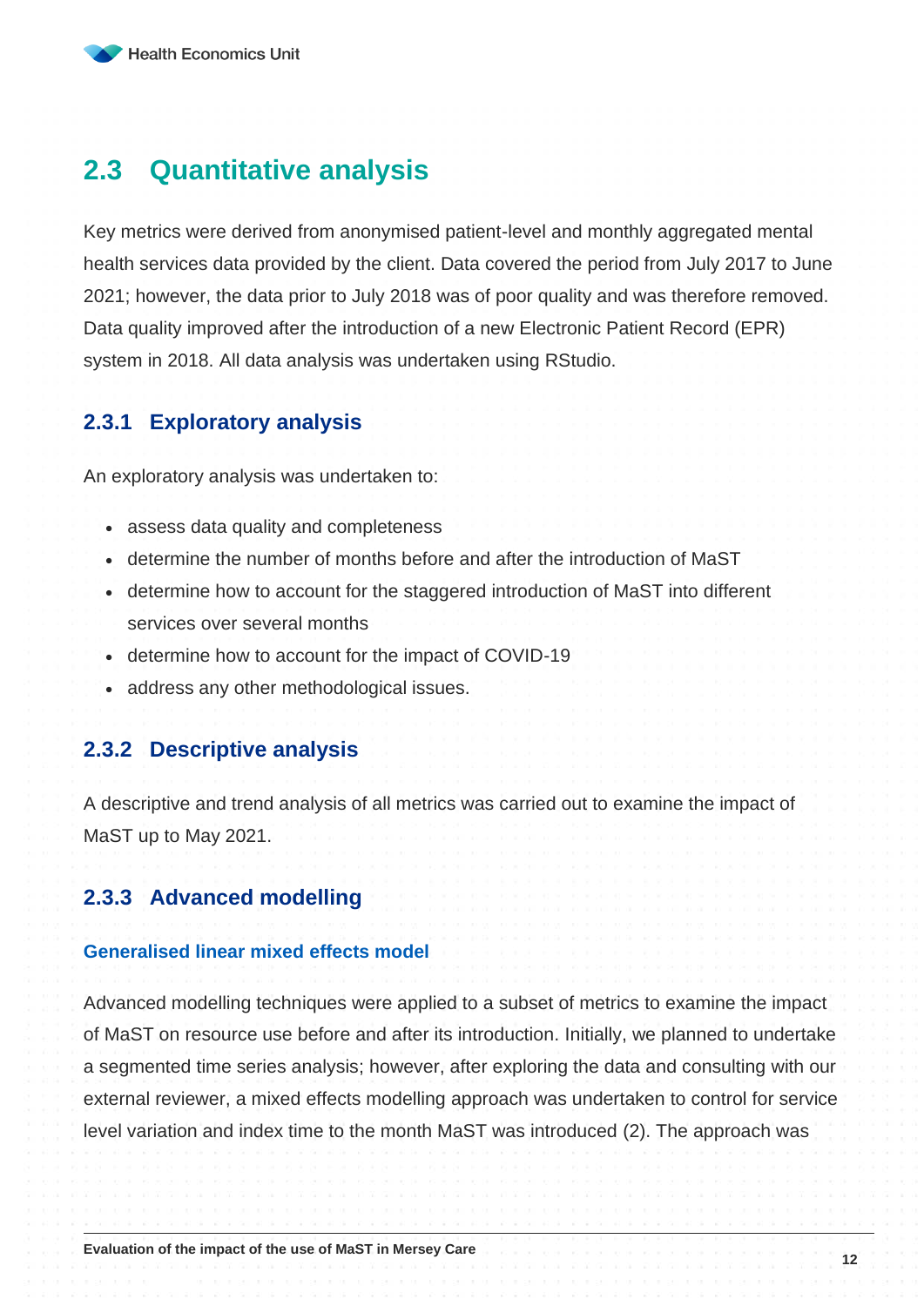## 2.3 Quantitative analysis

Key metrics were derived from anonymised patient-level and monthly aggregated mental health services data provided by the client. Data covered the period from July 2017 to June 2021; however, the data prior to July 2018 was of poor quality and was therefore removed. Data quality improved after the introduction of a new Electronic Patient Record (EPR) system in 2018. All data analysis was undertaken using RStudio.

### 2.3.1 Exploratory analysis

An exploratory analysis was undertaken to:

- assess data quality and completeness
- determine the number of months before and after the introduction of MaST
- determine how to account for the staggered introduction of MaST into different services over several months
- determine how to account for the impact of COVID-19
- address any other methodological issues.

### 2.3.2 Descriptive analysis

A descriptive and trend analysis of all metrics was carried out to examine the impact of MaST up to May 2021.

### 2.3.3 Advanced modelling

#### Generalised linear mixed effects model

Advanced modelling techniques were applied to a subset of metrics to examine the impact of MaST on resource use before and after its introduction. Initially, we planned to undertake a segmented time series analysis; however, after exploring the data and consulting with our external reviewer, a mixed effects modelling approach was undertaken to control for service level variation and index time to the month MaST was introduced (2). The approach was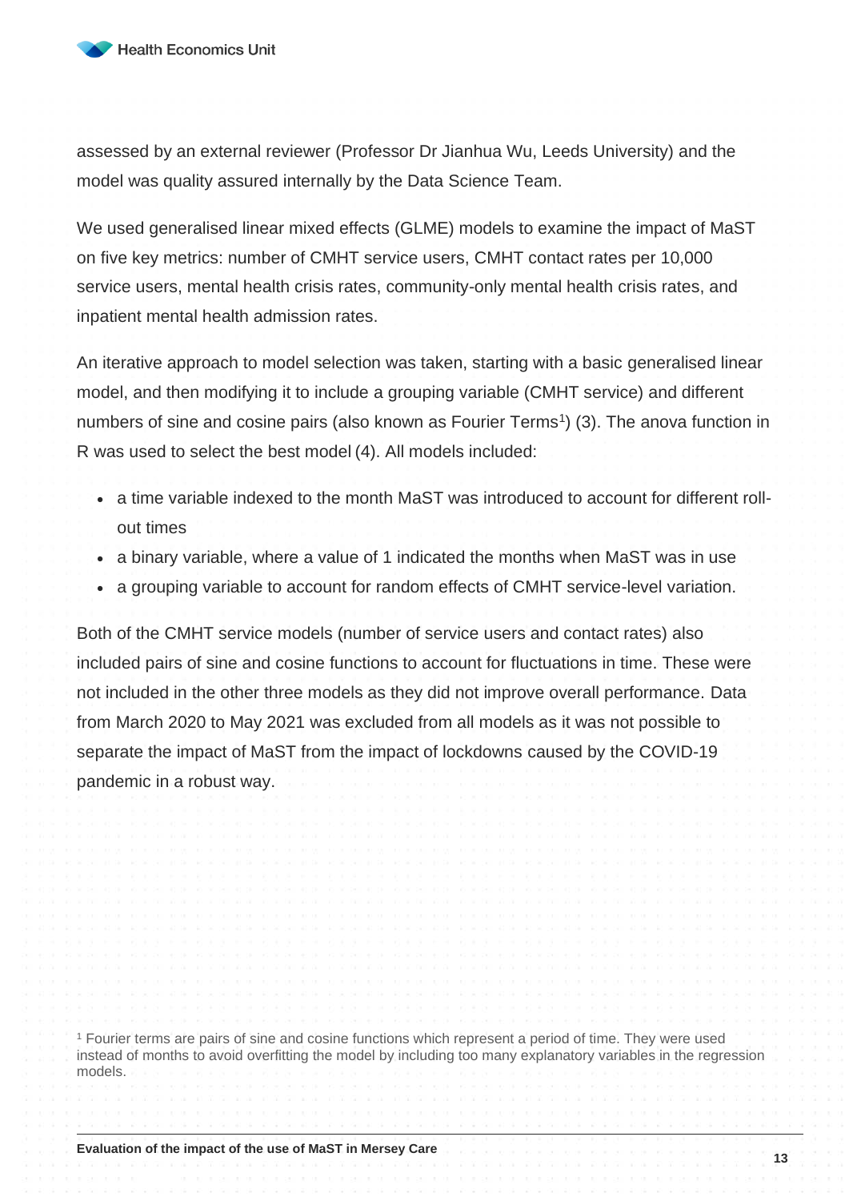assessed by an external reviewer (Professor Dr Jianhua Wu, Leeds University) and the model was quality assured internally by the Data Science Team.

We used generalised linear mixed effects (GLME) models to examine the impact of MaST on five key metrics: number of CMHT service users, CMHT contact rates per 10,000 service users, mental health crisis rates, community-only mental health crisis rates, and inpatient mental health admission rates.

An iterative approach to model selection was taken, starting with a basic generalised linear model, and then modifying it to include a grouping variable (CMHT service) and different numbers of sine and cosine pairs (also known as Fourier Terms[1]) (3). The anova function in R was used to select the best model (4). All models included:

- a time variable indexed to the month MaST was introduced to account for different roll-out times
- a binary variable, where a value of 1 indicated the months when MaST was in use
- a grouping variable to account for random effects of CMHT service-level variation.

Both of the CMHT service models (number of service users and contact rates) also included pairs of sine and cosine functions to account for fluctuations in time. These were not included in the other three models as they did not improve overall performance. Data from March 2020 to May 2021 was excluded from all models as it was not possible to separate the impact of MaST from the impact of lockdowns caused by the COVID-19 pandemic in a robust way.

[1] Fourier terms are pairs of sine and cosine functions which represent a period of time. They were used instead of months to avoid overfitting the model by including too many explanatory variables in the regression models.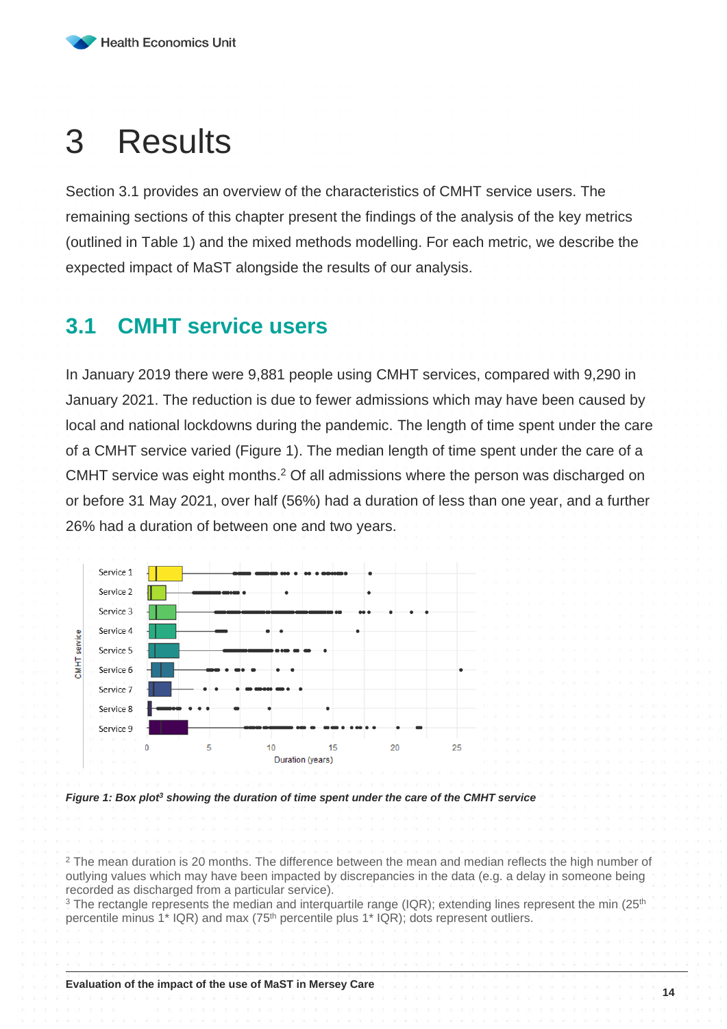# 3 Results

Section 3.1 provides an overview of the characteristics of CMHT service users. The remaining sections of this chapter present the findings of the analysis of the key metrics (outlined in Table 1) and the mixed methods modelling. For each metric, we describe the expected impact of MaST alongside the results of our analysis.

## 3.1 CMHT service users

In January 2019 there were 9,881 people using CMHT services, compared with 9,290 in January 2021. The reduction is due to fewer admissions which may have been caused by local and national lockdowns during the pandemic. The length of time spent under the care of a CMHT service varied (Figure 1). The median length of time spent under the care of a CMHT service was eight months.[2] Of all admissions where the person was discharged on or before 31 May 2021, over half (56%) had a duration of less than one year, and a further 26% had a duration of between one and two years.

*Figure 1: Box plot[3] showing the duration of time spent under the care of the CMHT service*

[2] The mean duration is 20 months. The difference between the mean and median reflects the high number of outlying values which may have been impacted by discrepancies in the data (e.g. a delay in someone being recorded as discharged from a particular service).

[3] The rectangle represents the median and interquartile range (IQR); extending lines represent the min (25th percentile minus 1* IQR) and max (75th percentile plus 1* IQR); dots represent outliers.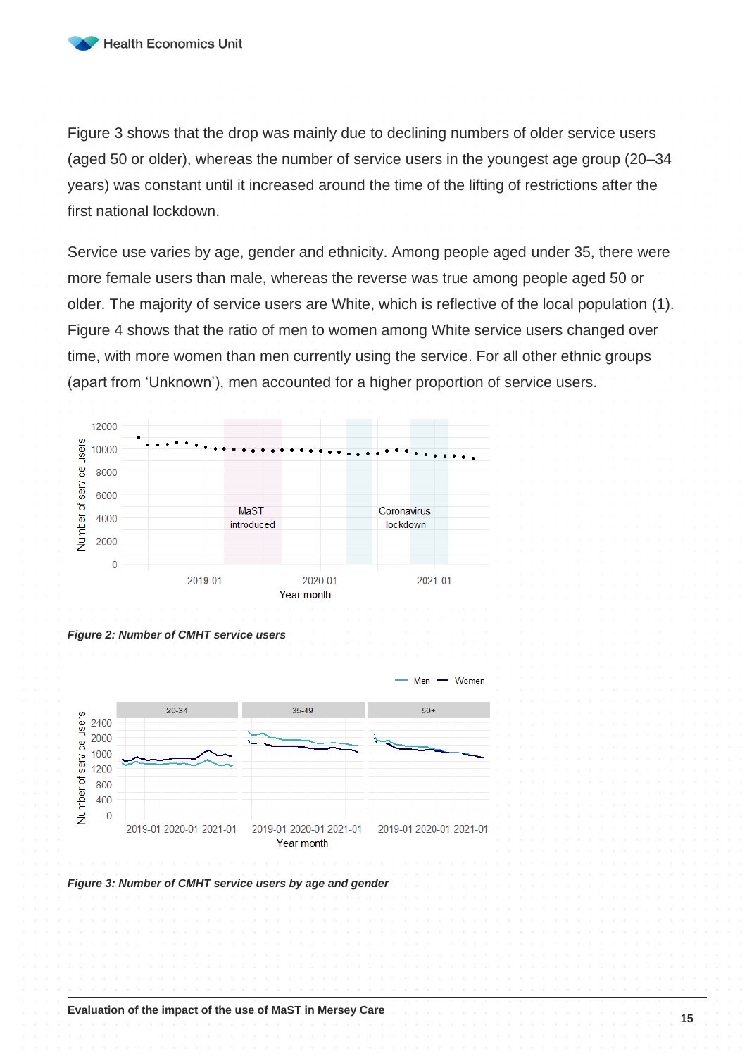Figure 3 shows that the drop was mainly due to declining numbers of older service users (aged 50 or older), whereas the number of service users in the youngest age group (20–34 years) was constant until it increased around the time of the lifting of restrictions after the first national lockdown.

Service use varies by age, gender and ethnicity. Among people aged under 35, there were more female users than male, whereas the reverse was true among people aged 50 or older. The majority of service users are White, which is reflective of the local population (1). Figure 4 shows that the ratio of men to women among White service users changed over time, with more women than men currently using the service. For all other ethnic groups (apart from 'Unknown'), men accounted for a higher proportion of service users.

***Figure 2: Number of CMHT service users***

***Figure 3: Number of CMHT service users by age and gender***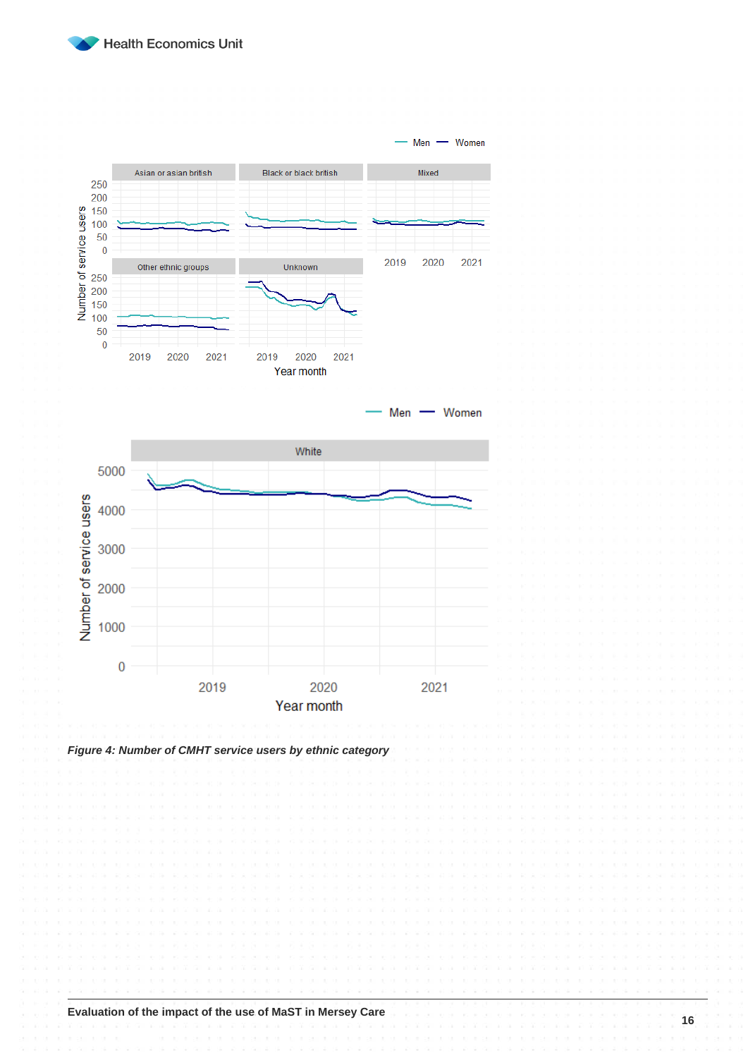*Figure 4: Number of CMHT service users by ethnic category*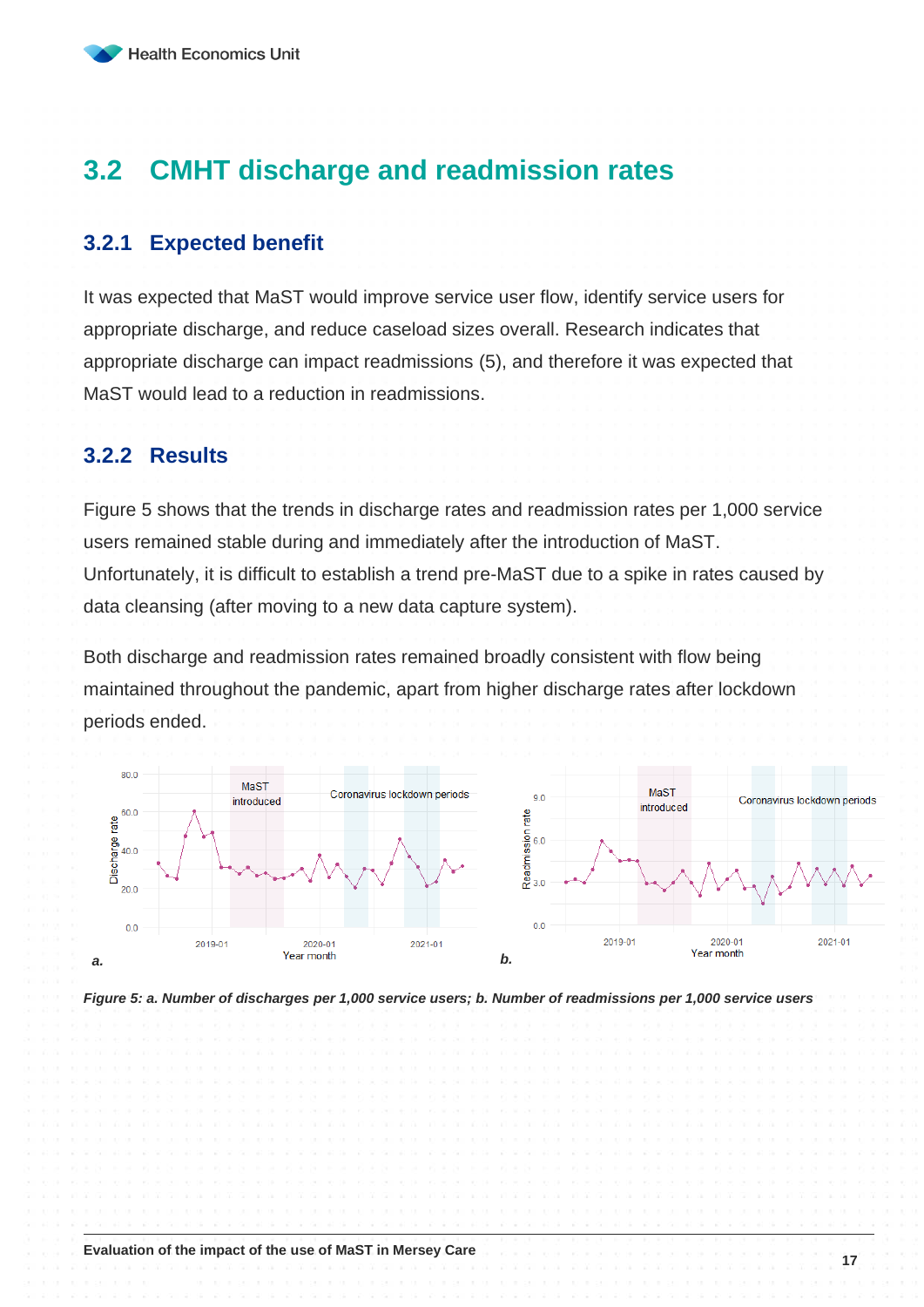## 3.2 CMHT discharge and readmission rates

### 3.2.1 Expected benefit

It was expected that MaST would improve service user flow, identify service users for appropriate discharge, and reduce caseload sizes overall. Research indicates that appropriate discharge can impact readmissions (5), and therefore it was expected that MaST would lead to a reduction in readmissions.

### 3.2.2 Results

Figure 5 shows that the trends in discharge rates and readmission rates per 1,000 service users remained stable during and immediately after the introduction of MaST. Unfortunately, it is difficult to establish a trend pre-MaST due to a spike in rates caused by data cleansing (after moving to a new data capture system).

Both discharge and readmission rates remained broadly consistent with flow being maintained throughout the pandemic, apart from higher discharge rates after lockdown periods ended.

*Figure 5: a. Number of discharges per 1,000 service users; b. Number of readmissions per 1,000 service users*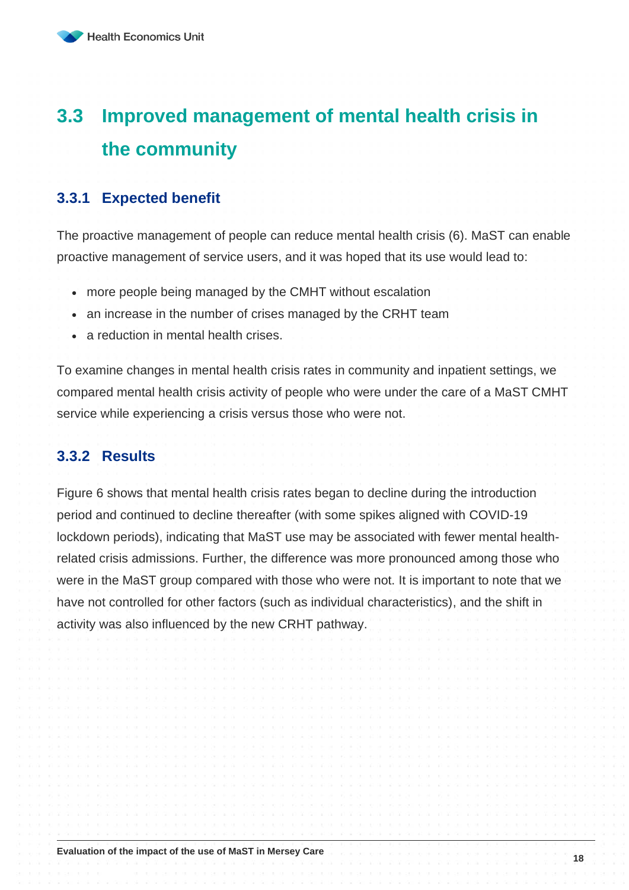## 3.3 Improved management of mental health crisis in the community

### 3.3.1 Expected benefit

The proactive management of people can reduce mental health crisis (6). MaST can enable proactive management of service users, and it was hoped that its use would lead to:

- more people being managed by the CMHT without escalation
- an increase in the number of crises managed by the CRHT team
- a reduction in mental health crises.

To examine changes in mental health crisis rates in community and inpatient settings, we compared mental health crisis activity of people who were under the care of a MaST CMHT service while experiencing a crisis versus those who were not.

### 3.3.2 Results

Figure 6 shows that mental health crisis rates began to decline during the introduction period and continued to decline thereafter (with some spikes aligned with COVID-19 lockdown periods), indicating that MaST use may be associated with fewer mental health-related crisis admissions. Further, the difference was more pronounced among those who were in the MaST group compared with those who were not. It is important to note that we have not controlled for other factors (such as individual characteristics), and the shift in activity was also influenced by the new CRHT pathway.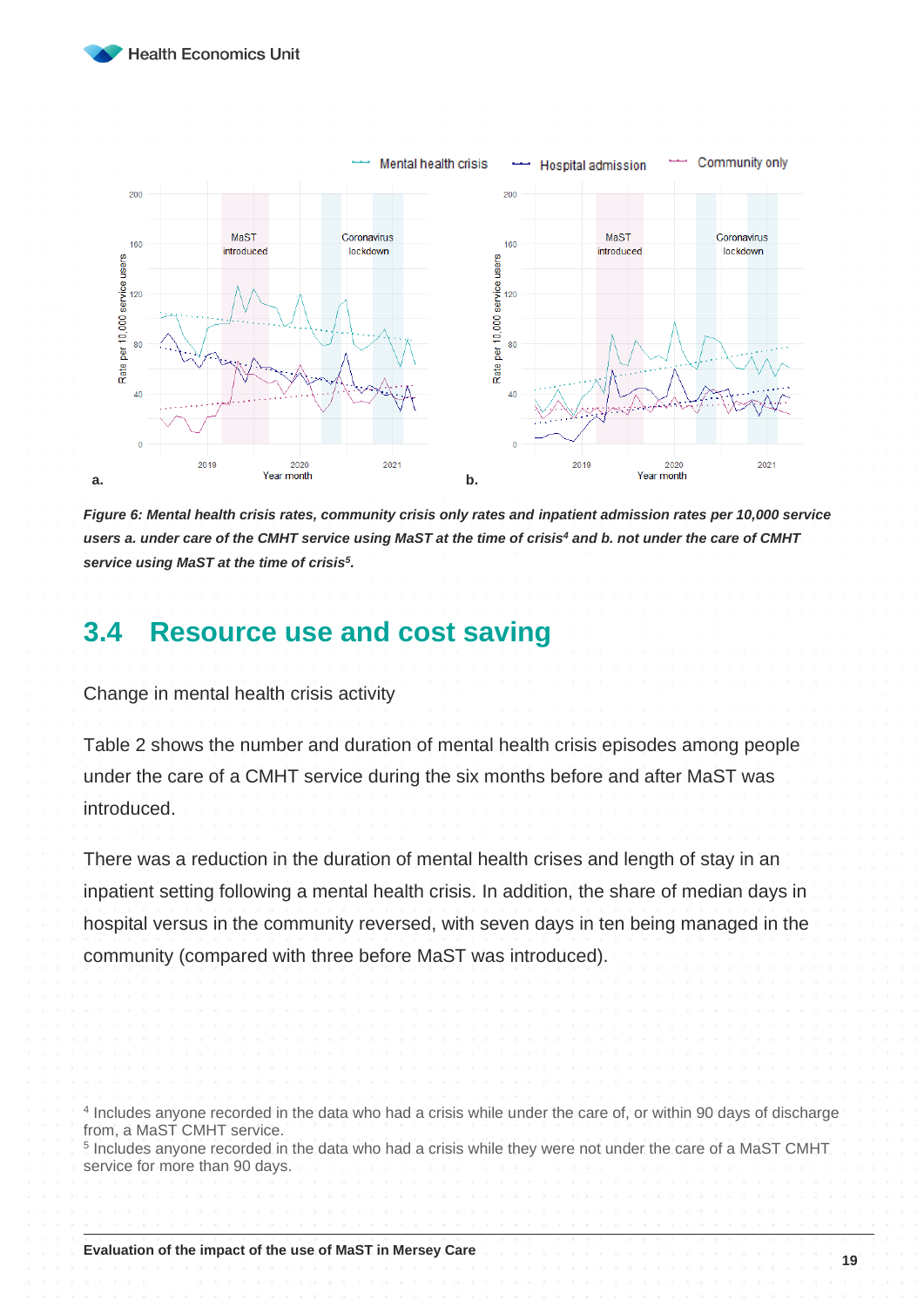*Figure 6: Mental health crisis rates, community crisis only rates and inpatient admission rates per 10,000 service users a. under care of the CMHT service using MaST at the time of crisis[4] and b. not under the care of CMHT service using MaST at the time of crisis[5].*

## 3.4 Resource use and cost saving

Change in mental health crisis activity

Table 2 shows the number and duration of mental health crisis episodes among people under the care of a CMHT service during the six months before and after MaST was introduced.

There was a reduction in the duration of mental health crises and length of stay in an inpatient setting following a mental health crisis. In addition, the share of median days in hospital versus in the community reversed, with seven days in ten being managed in the community (compared with three before MaST was introduced).

[4] Includes anyone recorded in the data who had a crisis while under the care of, or within 90 days of discharge from, a MaST CMHT service.

[5] Includes anyone recorded in the data who had a crisis while they were not under the care of a MaST CMHT service for more than 90 days.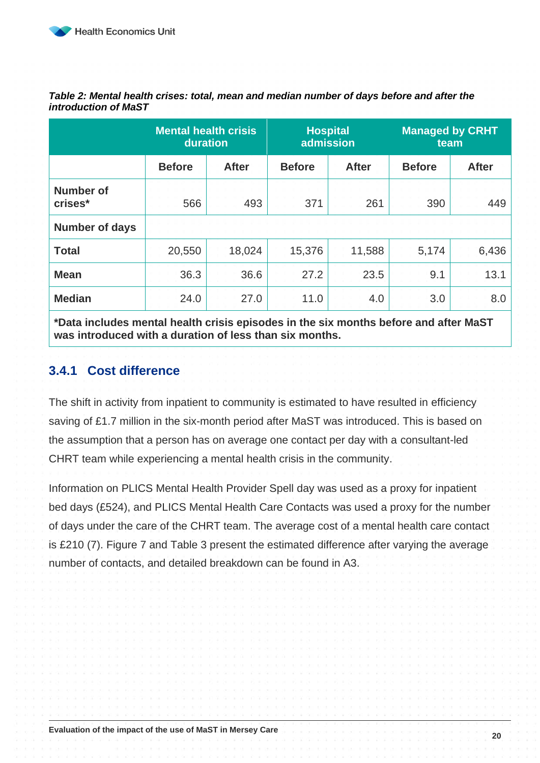***Table 2: Mental health crises: total, mean and median number of days before and after the introduction of MaST***

| | Mental health crisis duration | | Hospital admission | | Managed by CRHT team | |
|---|---|---|---|---|---|---|
| | **Before** | **After** | **Before** | **After** | **Before** | **After** |
| **Number of crises*** | 566 | 493 | 371 | 261 | 390 | 449 |
| **Number of days** | | | | | | |
| **Total** | 20,550 | 18,024 | 15,376 | 11,588 | 5,174 | 6,436 |
| **Mean** | 36.3 | 36.6 | 27.2 | 23.5 | 9.1 | 13.1 |
| **Median** | 24.0 | 27.0 | 11.0 | 4.0 | 3.0 | 8.0 |

***Data includes mental health crisis episodes in the six months before and after MaST was introduced with a duration of less than six months.**

### 3.4.1 Cost difference

The shift in activity from inpatient to community is estimated to have resulted in efficiency saving of £1.7 million in the six-month period after MaST was introduced. This is based on the assumption that a person has on average one contact per day with a consultant-led CHRT team while experiencing a mental health crisis in the community.

Information on PLICS Mental Health Provider Spell day was used as a proxy for inpatient bed days (£524), and PLICS Mental Health Care Contacts was used a proxy for the number of days under the care of the CHRT team. The average cost of a mental health care contact is £210 (7). Figure 7 and Table 3 present the estimated difference after varying the average number of contacts, and detailed breakdown can be found in A3.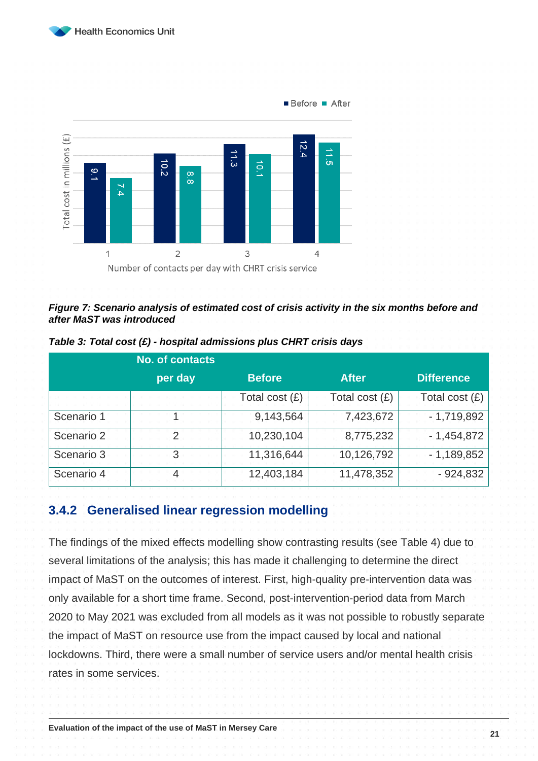Figure 7: Scenario analysis of estimated cost of crisis activity in the six months before and after MaST was introduced

*Table 3: Total cost (£) - hospital admissions plus CHRT crisis days*

| | No. of contacts per day | Before | After | Difference |
|---|---|---|---|---|
| | | Total cost (£) | Total cost (£) | Total cost (£) |
| Scenario 1 | 1 | 9,143,564 | 7,423,672 | - 1,719,892 |
| Scenario 2 | 2 | 10,230,104 | 8,775,232 | - 1,454,872 |
| Scenario 3 | 3 | 11,316,644 | 10,126,792 | - 1,189,852 |
| Scenario 4 | 4 | 12,403,184 | 11,478,352 | - 924,832 |

### 3.4.2 Generalised linear regression modelling

The findings of the mixed effects modelling show contrasting results (see Table 4) due to several limitations of the analysis; this has made it challenging to determine the direct impact of MaST on the outcomes of interest. First, high-quality pre-intervention data was only available for a short time frame. Second, post-intervention-period data from March 2020 to May 2021 was excluded from all models as it was not possible to robustly separate the impact of MaST on resource use from the impact caused by local and national lockdowns. Third, there were a small number of service users and/or mental health crisis rates in some services.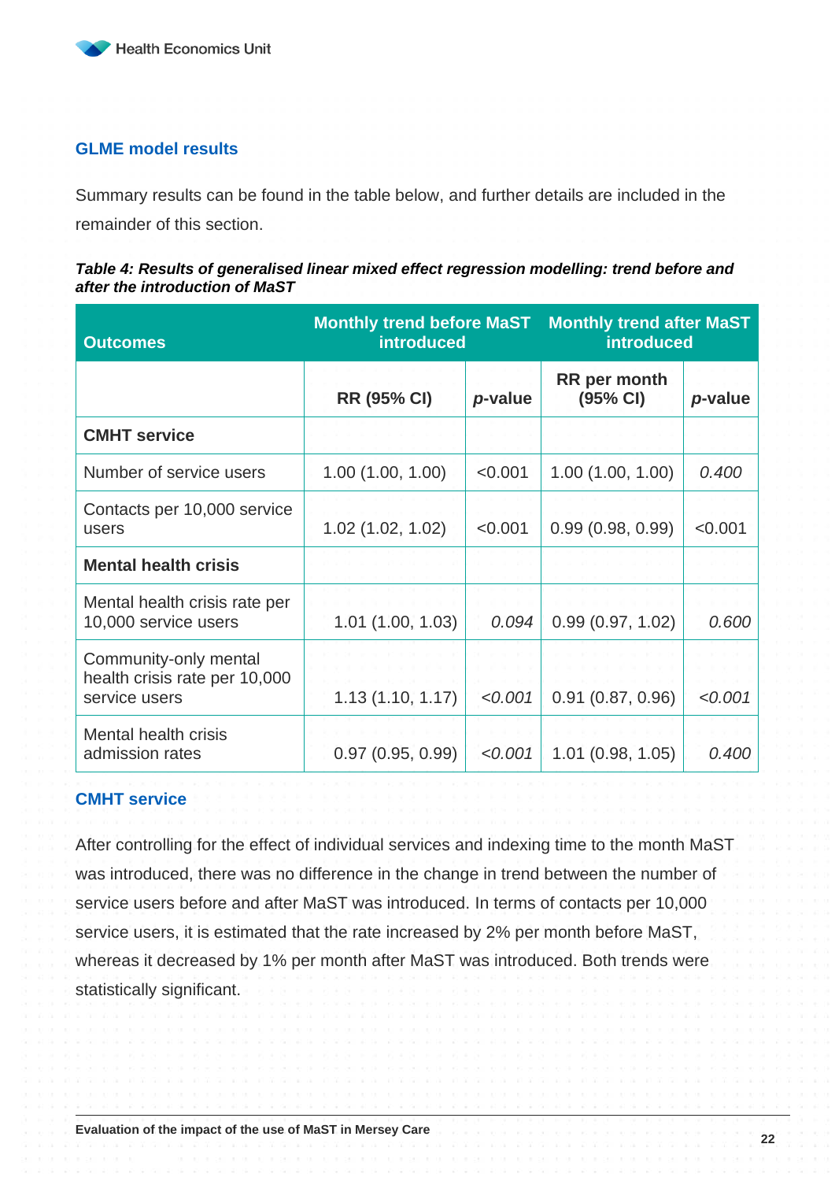## GLME model results

Summary results can be found in the table below, and further details are included in the remainder of this section.

***Table 4: Results of generalised linear mixed effect regression modelling: trend before and after the introduction of MaST***

| Outcomes | Monthly trend before MaST introduced | | Monthly trend after MaST introduced | |
|---|---|---|---|---|
| | RR (95% CI) | *p*-value | RR per month (95% CI) | *p*-value |
| **CMHT service** | | | | |
| Number of service users | 1.00 (1.00, 1.00) | <0.001 | 1.00 (1.00, 1.00) | *0.400* |
| Contacts per 10,000 service users | 1.02 (1.02, 1.02) | <0.001 | 0.99 (0.98, 0.99) | <0.001 |
| **Mental health crisis** | | | | |
| Mental health crisis rate per 10,000 service users | 1.01 (1.00, 1.03) | *0.094* | 0.99 (0.97, 1.02) | *0.600* |
| Community-only mental health crisis rate per 10,000 service users | 1.13 (1.10, 1.17) | *<0.001* | 0.91 (0.87, 0.96) | *<0.001* |
| Mental health crisis admission rates | 0.97 (0.95, 0.99) | *<0.001* | 1.01 (0.98, 1.05) | *0.400* |

## CMHT service

After controlling for the effect of individual services and indexing time to the month MaST was introduced, there was no difference in the change in trend between the number of service users before and after MaST was introduced. In terms of contacts per 10,000 service users, it is estimated that the rate increased by 2% per month before MaST, whereas it decreased by 1% per month after MaST was introduced. Both trends were statistically significant.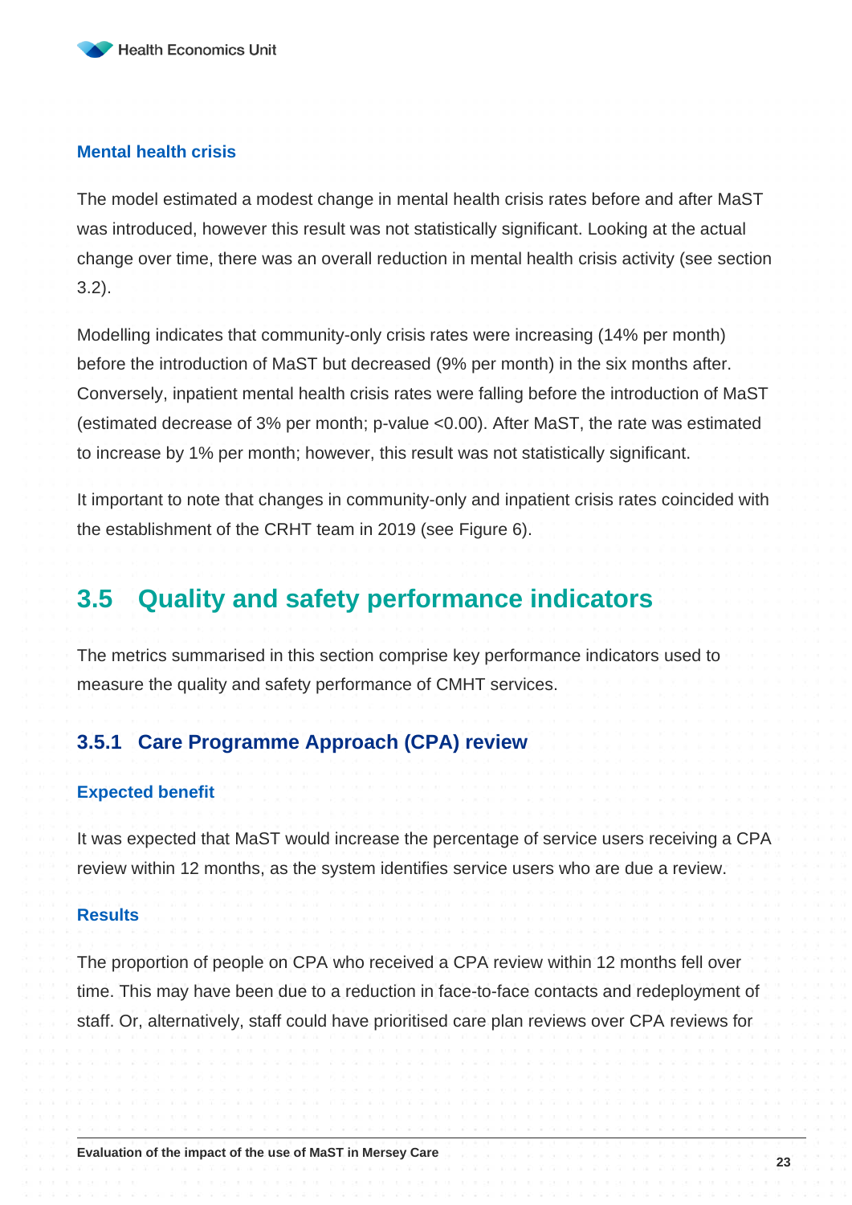#### Mental health crisis

The model estimated a modest change in mental health crisis rates before and after MaST was introduced, however this result was not statistically significant. Looking at the actual change over time, there was an overall reduction in mental health crisis activity (see section 3.2).

Modelling indicates that community-only crisis rates were increasing (14% per month) before the introduction of MaST but decreased (9% per month) in the six months after. Conversely, inpatient mental health crisis rates were falling before the introduction of MaST (estimated decrease of 3% per month; p-value <0.00). After MaST, the rate was estimated to increase by 1% per month; however, this result was not statistically significant.

It important to note that changes in community-only and inpatient crisis rates coincided with the establishment of the CRHT team in 2019 (see Figure 6).

## 3.5 Quality and safety performance indicators

The metrics summarised in this section comprise key performance indicators used to measure the quality and safety performance of CMHT services.

### 3.5.1 Care Programme Approach (CPA) review

#### Expected benefit

It was expected that MaST would increase the percentage of service users receiving a CPA review within 12 months, as the system identifies service users who are due a review.

#### Results

The proportion of people on CPA who received a CPA review within 12 months fell over time. This may have been due to a reduction in face-to-face contacts and redeployment of staff. Or, alternatively, staff could have prioritised care plan reviews over CPA reviews for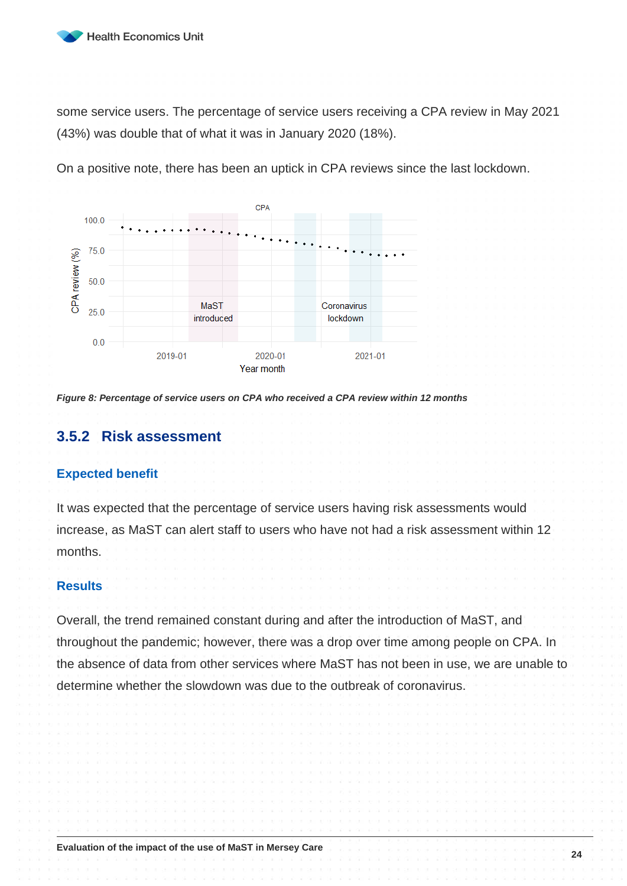some service users. The percentage of service users receiving a CPA review in May 2021 (43%) was double that of what it was in January 2020 (18%).

On a positive note, there has been an uptick in CPA reviews since the last lockdown.

***Figure 8: Percentage of service users on CPA who received a CPA review within 12 months***

### 3.5.2 Risk assessment

#### Expected benefit

It was expected that the percentage of service users having risk assessments would increase, as MaST can alert staff to users who have not had a risk assessment within 12 months.

#### Results

Overall, the trend remained constant during and after the introduction of MaST, and throughout the pandemic; however, there was a drop over time among people on CPA. In the absence of data from other services where MaST has not been in use, we are unable to determine whether the slowdown was due to the outbreak of coronavirus.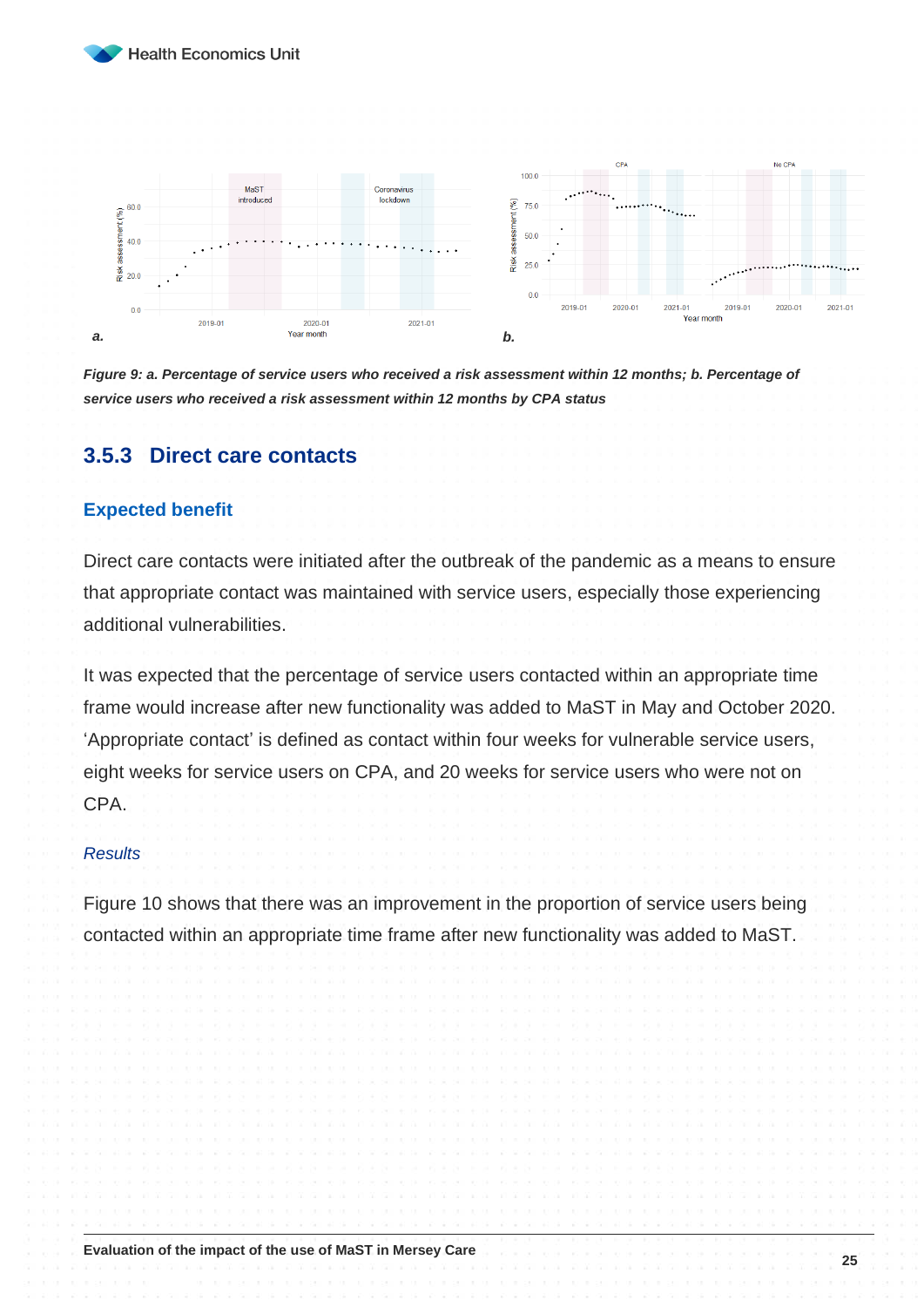*Figure 9: a. Percentage of service users who received a risk assessment within 12 months; b. Percentage of service users who received a risk assessment within 12 months by CPA status*

### 3.5.3 Direct care contacts

#### Expected benefit

Direct care contacts were initiated after the outbreak of the pandemic as a means to ensure that appropriate contact was maintained with service users, especially those experiencing additional vulnerabilities.

It was expected that the percentage of service users contacted within an appropriate time frame would increase after new functionality was added to MaST in May and October 2020. 'Appropriate contact' is defined as contact within four weeks for vulnerable service users, eight weeks for service users on CPA, and 20 weeks for service users who were not on CPA.

*Results*

Figure 10 shows that there was an improvement in the proportion of service users being contacted within an appropriate time frame after new functionality was added to MaST.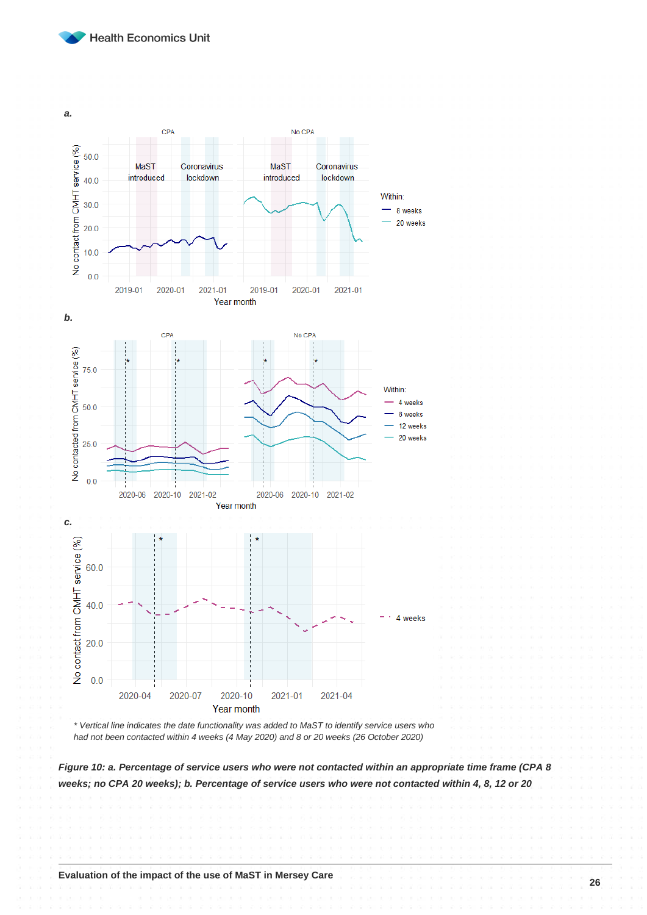**a.**

**b.**

**c.**

*\* Vertical line indicates the date functionality was added to MaST to identify service users who had not been contacted within 4 weeks (4 May 2020) and 8 or 20 weeks (26 October 2020)*

***Figure 10: a. Percentage of service users who were not contacted within an appropriate time frame (CPA 8 weeks; no CPA 20 weeks); b. Percentage of service users who were not contacted within 4, 8, 12 or 20***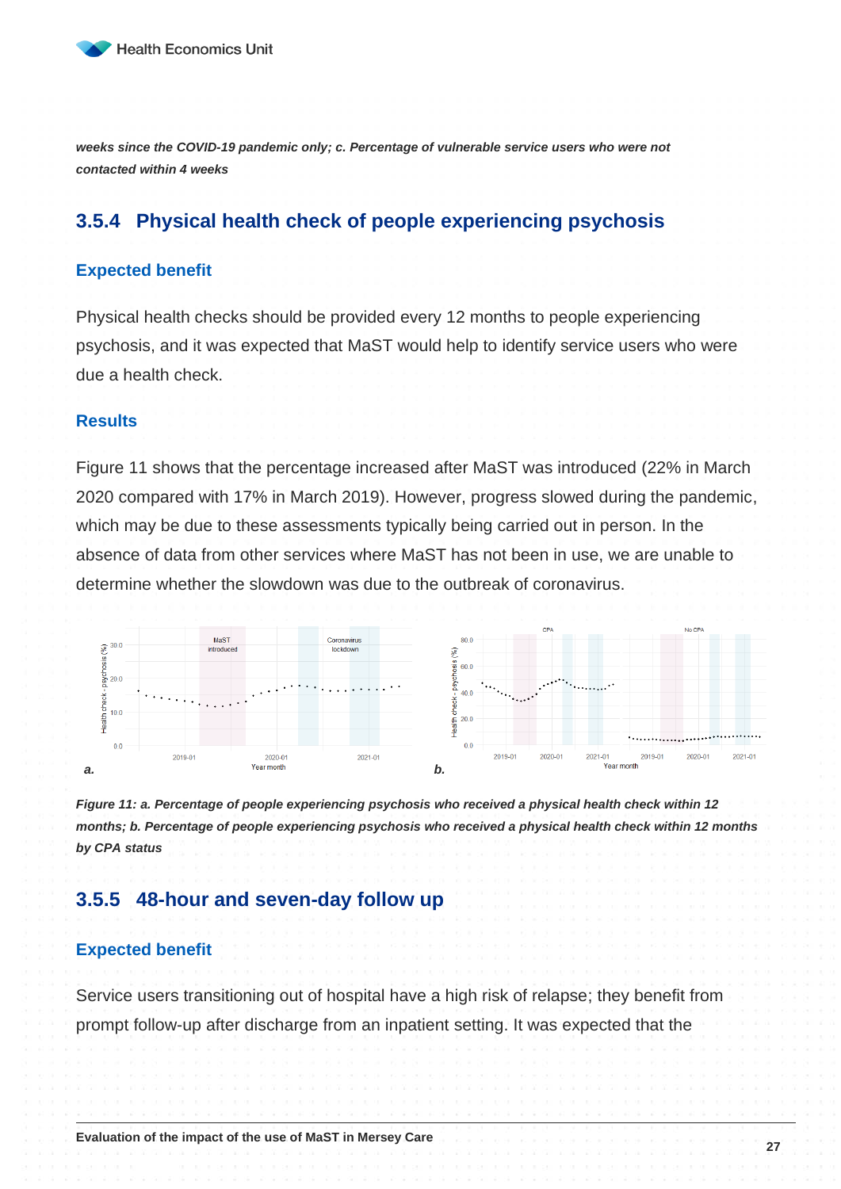***weeks since the COVID-19 pandemic only; c. Percentage of vulnerable service users who were not contacted within 4 weeks***

### 3.5.4 Physical health check of people experiencing psychosis

#### Expected benefit

Physical health checks should be provided every 12 months to people experiencing psychosis, and it was expected that MaST would help to identify service users who were due a health check.

#### Results

Figure 11 shows that the percentage increased after MaST was introduced (22% in March 2020 compared with 17% in March 2019). However, progress slowed during the pandemic, which may be due to these assessments typically being carried out in person. In the absence of data from other services where MaST has not been in use, we are unable to determine whether the slowdown was due to the outbreak of coronavirus.

***Figure 11: a. Percentage of people experiencing psychosis who received a physical health check within 12 months; b. Percentage of people experiencing psychosis who received a physical health check within 12 months by CPA status***

### 3.5.5 48-hour and seven-day follow up

#### Expected benefit

Service users transitioning out of hospital have a high risk of relapse; they benefit from prompt follow-up after discharge from an inpatient setting. It was expected that the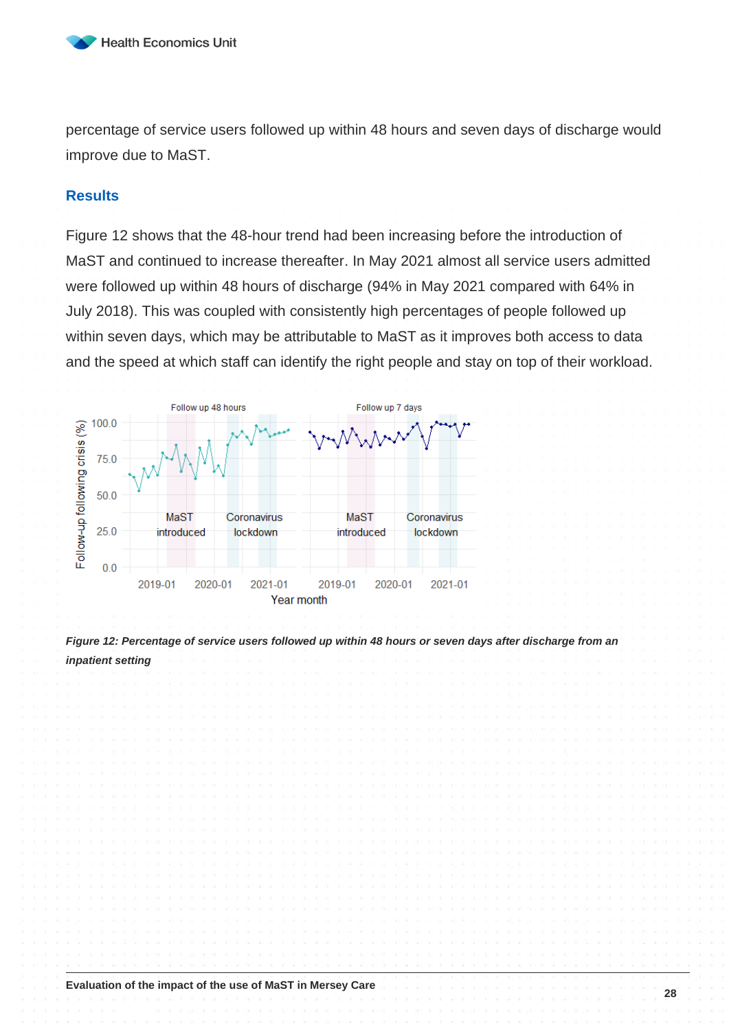percentage of service users followed up within 48 hours and seven days of discharge would improve due to MaST.

## Results

Figure 12 shows that the 48-hour trend had been increasing before the introduction of MaST and continued to increase thereafter. In May 2021 almost all service users admitted were followed up within 48 hours of discharge (94% in May 2021 compared with 64% in July 2018). This was coupled with consistently high percentages of people followed up within seven days, which may be attributable to MaST as it improves both access to data and the speed at which staff can identify the right people and stay on top of their workload.

***Figure 12: Percentage of service users followed up within 48 hours or seven days after discharge from an inpatient setting***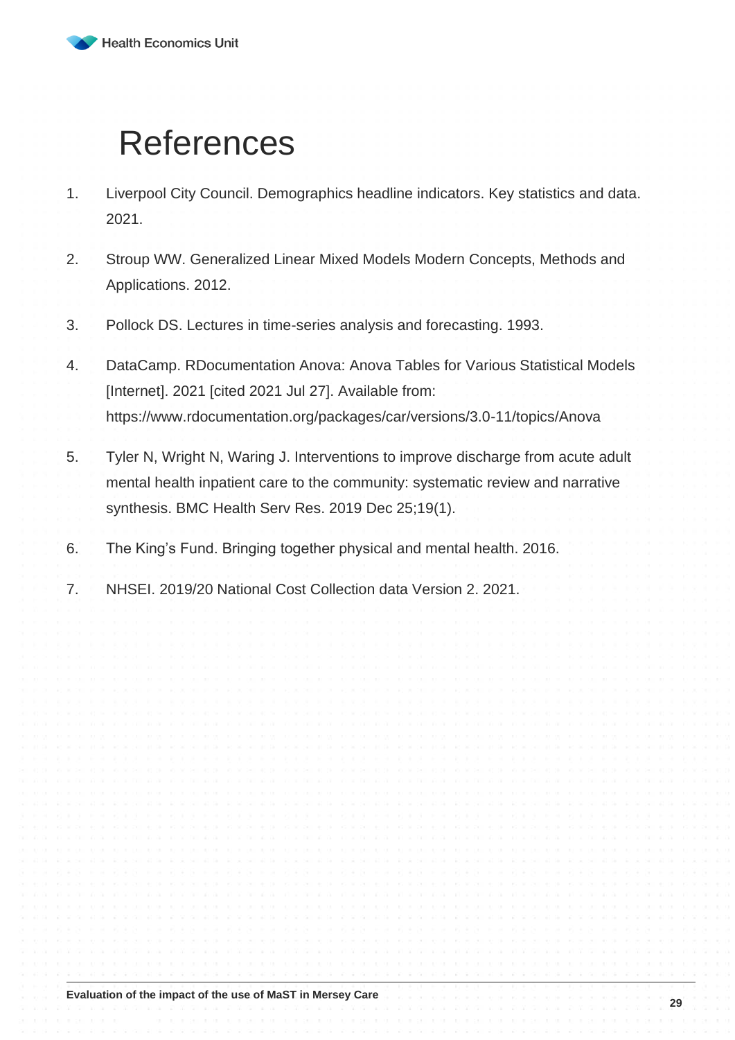# References

1. Liverpool City Council. Demographics headline indicators. Key statistics and data. 2021.
2. Stroup WW. Generalized Linear Mixed Models Modern Concepts, Methods and Applications. 2012.
3. Pollock DS. Lectures in time-series analysis and forecasting. 1993.
4. DataCamp. RDocumentation Anova: Anova Tables for Various Statistical Models [Internet]. 2021 [cited 2021 Jul 27]. Available from: https://www.rdocumentation.org/packages/car/versions/3.0-11/topics/Anova
5. Tyler N, Wright N, Waring J. Interventions to improve discharge from acute adult mental health inpatient care to the community: systematic review and narrative synthesis. BMC Health Serv Res. 2019 Dec 25;19(1).
6. The King's Fund. Bringing together physical and mental health. 2016.
7. NHSEI. 2019/20 National Cost Collection data Version 2. 2021.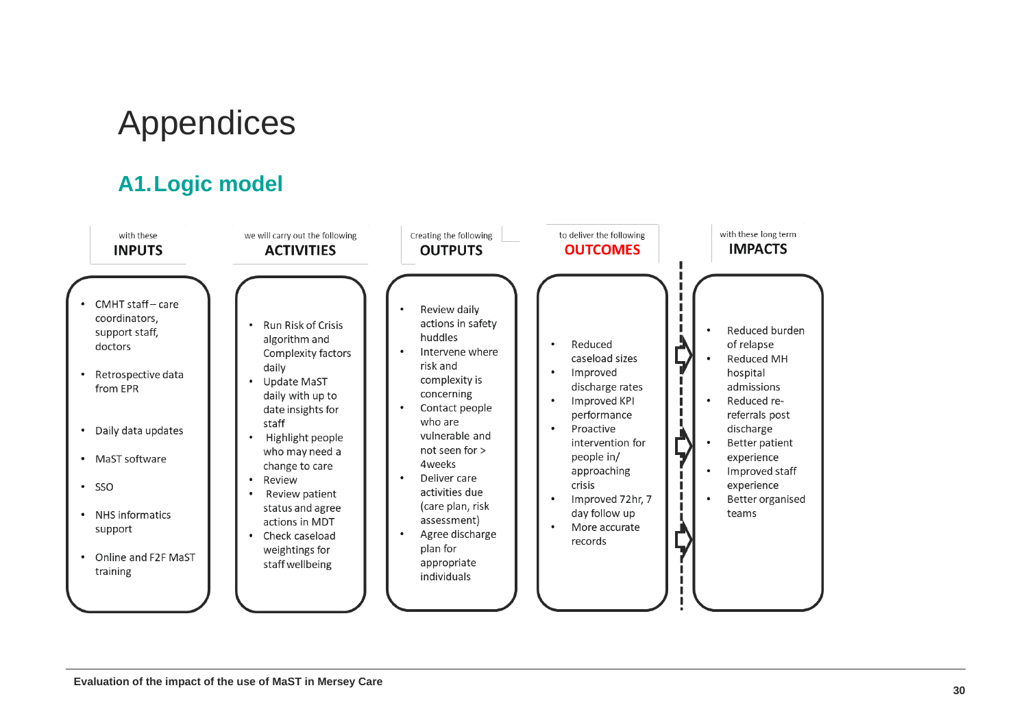# Appendices

## A1. Logic model

**with these INPUTS**

- CMHT staff – care coordinators, support staff, doctors
- Retrospective data from EPR
- Daily data updates
- MaST software
- SSO
- NHS informatics support
- Online and F2F MaST training

**we will carry out the following ACTIVITIES**

- Run Risk of Crisis algorithm and Complexity factors daily
- Update MaST daily with up to date insights for staff
- Highlight people who may need a change to care
- Review
- Review patient status and agree actions in MDT
- Check caseload weightings for staff wellbeing

**Creating the following OUTPUTS**

- Review daily actions in safety huddles
- Intervene where risk and complexity is concerning
- Contact people who are vulnerable and not seen for > 4weeks
- Deliver care activities due (care plan, risk assessment)
- Agree discharge plan for appropriate individuals

**to deliver the following OUTCOMES**

- Reduced caseload sizes
- Improved discharge rates
- Improved KPI performance
- Proactive intervention for people in/ approaching crisis
- Improved 72hr, 7 day follow up
- More accurate records

**with these long term IMPACTS**

- Reduced burden of relapse
- Reduced MH hospital admissions
- Reduced re-referrals post discharge
- Better patient experience
- Improved staff experience
- Better organised teams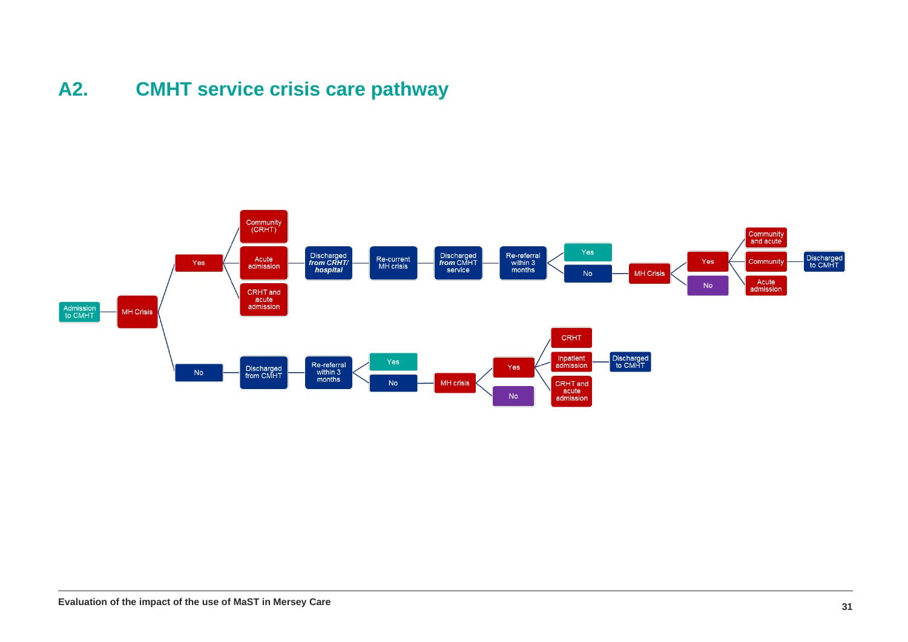## A2. CMHT service crisis care pathway

- Admission to CMHT
  - MH Crisis
    - Yes
      - Community (CRHT)
      - Acute admission
      - CRHT and acute admission
        - Discharged *from CRHT/ hospital*
          - Re-current MH crisis
            - Discharged *from* CMHT service
              - Re-referral within 3 months
                - Yes
                - No
                  - MH Crisis
                    - Yes
                      - Community and acute
                      - Community
                      - Acute admission
                        - Discharged to CMHT
                    - No
    - No
      - Discharged from CMHT
        - Re-referral within 3 months
          - Yes
          - No
            - MH crisis
              - Yes
                - CRHT
                - Inpatient admission
                - CRHT and acute admission
                  - Discharged to CMHT
              - No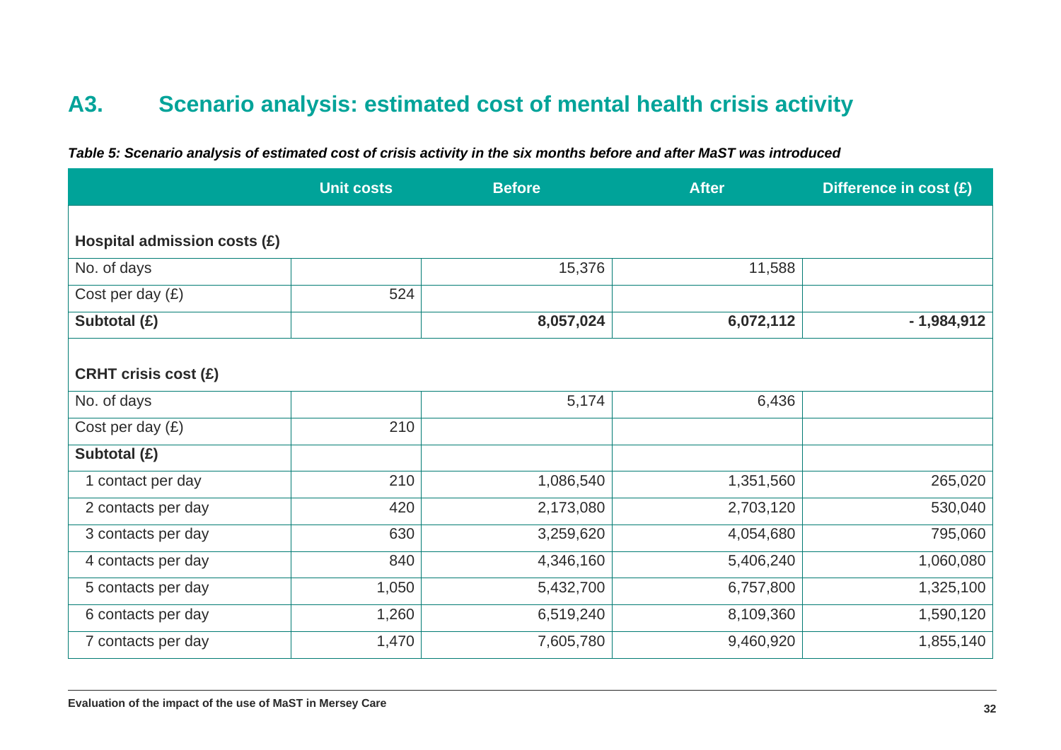## A3. Scenario analysis: estimated cost of mental health crisis activity

***Table 5: Scenario analysis of estimated cost of crisis activity in the six months before and after MaST was introduced***

| | Unit costs | Before | After | Difference in cost (£) |
|---|---|---|---|---|
| **Hospital admission costs (£)** | | | | |
| No. of days | | 15,376 | 11,588 | |
| Cost per day (£) | 524 | | | |
| **Subtotal (£)** | | **8,057,024** | **6,072,112** | **- 1,984,912** |
| **CRHT crisis cost (£)** | | | | |
| No. of days | | 5,174 | 6,436 | |
| Cost per day (£) | 210 | | | |
| **Subtotal (£)** | | | | |
| 1 contact per day | 210 | 1,086,540 | 1,351,560 | 265,020 |
| 2 contacts per day | 420 | 2,173,080 | 2,703,120 | 530,040 |
| 3 contacts per day | 630 | 3,259,620 | 4,054,680 | 795,060 |
| 4 contacts per day | 840 | 4,346,160 | 5,406,240 | 1,060,080 |
| 5 contacts per day | 1,050 | 5,432,700 | 6,757,800 | 1,325,100 |
| 6 contacts per day | 1,260 | 6,519,240 | 8,109,360 | 1,590,120 |
| 7 contacts per day | 1,470 | 7,605,780 | 9,460,920 | 1,855,140 |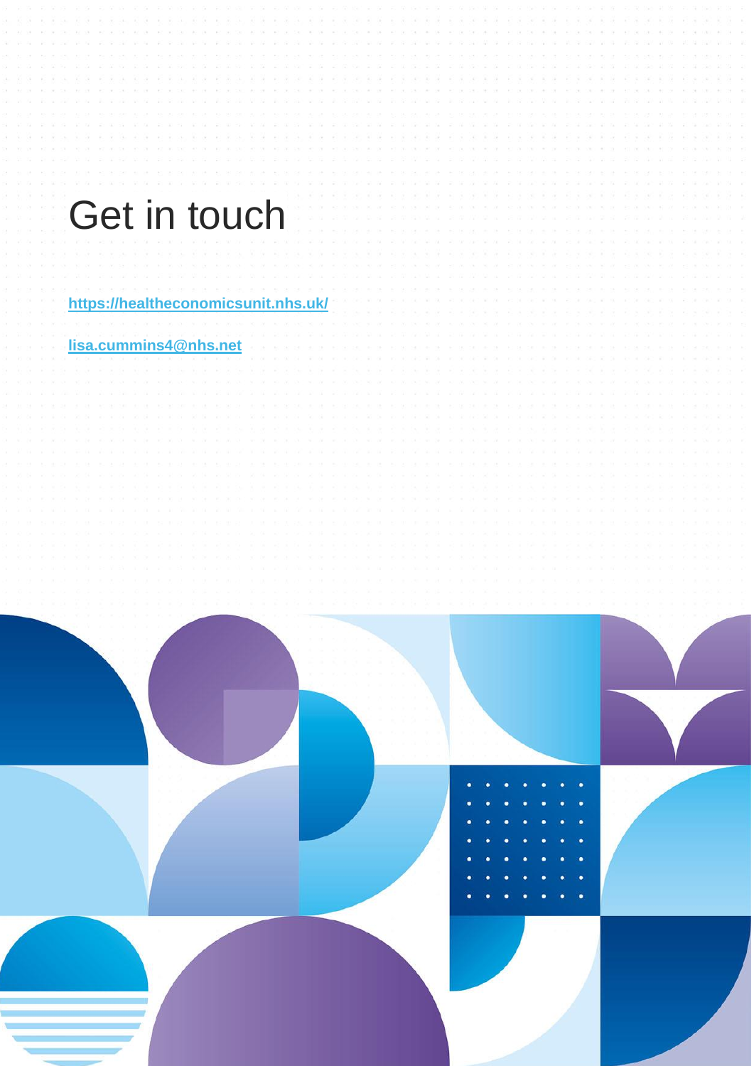# Get in touch

**https://healtheconomicsunit.nhs.uk/**

**lisa.cummins4@nhs.net**